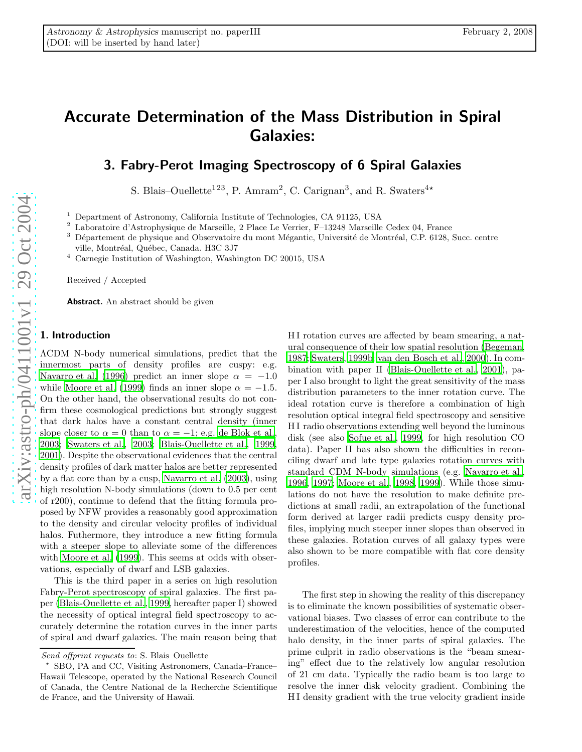Astronomy & Astrophysics manuscript no. paperIII
(DOI: will be inserted by hand later)

# Accurate Determination of the Mass Distribution in Spiral Galaxies:

## 3. Fabry-Perot Imaging Spectroscopy of 6 Spiral Galaxies

S. Blais–Ouellette[1,2,3], P. Amram[2], C. Carignan[3], and R. Swaters[4]*

[1] Department of Astronomy, California Institute of Technologies, CA 91125, USA

[2] Laboratoire d'Astrophysique de Marseille, 2 Place Le Verrier, F–13248 Marseille Cedex 04, France

[3] Département de physique and Observatoire du mont Mégantic, Université de Montréal, C.P. 6128, Succ. centre ville, Montréal, Québec, Canada. H3C 3J7

[4] Carnegie Institution of Washington, Washington DC 20015, USA

Received / Accepted

**Abstract.** An abstract should be given

## 1. Introduction

ΛCDM N-body numerical simulations, predict that the innermost parts of density profiles are cuspy: e.g. Navarro et al. (1996) predict an inner slope $\alpha = -1.0$ while Moore et al. (1999) finds an inner slope $\alpha = -1.5$. On the other hand, the observational results do not confirm these cosmological predictions but strongly suggest that dark halos have a constant central density (inner slope closer to $\alpha = 0$ than to $\alpha = -1$; e.g. de Blok et al., 2003; Swaters et al., 2003; Blais-Ouellette et al., 1999, 2001). Despite the observational evidences that the central density profiles of dark matter halos are better represented by a flat core than by a cusp, Navarro et al. (2003), using high resolution N-body simulations (down to 0.5 per cent of r200), continue to defend that the fitting formula proposed by NFW provides a reasonably good approximation to the density and circular velocity profiles of individual halos. Futhermore, they introduce a new fitting formula with a steeper slope to alleviate some of the differences with Moore et al. (1999). This seems at odds with observations, especially of dwarf and LSB galaxies.

This is the third paper in a series on high resolution Fabry-Perot spectroscopy of spiral galaxies. The first paper (Blais-Ouellette et al., 1999, hereafter paper I) showed the necessity of optical integral field spectroscopy to accurately determine the rotation curves in the inner parts of spiral and dwarf galaxies. The main reason being that H I rotation curves are affected by beam smearing, a natural consequence of their low spatial resolution (Begeman, 1987; Swaters, 1999b; van den Bosch et al., 2000). In combination with paper II (Blais-Ouellette et al., 2001), paper I also brought to light the great sensitivity of the mass distribution parameters to the inner rotation curve. The ideal rotation curve is therefore a combination of high resolution optical integral field spectroscopy and sensitive H I radio observations extending well beyond the luminous disk (see also Sofue et al., 1999, for high resolution CO data). Paper II has also shown the difficulties in reconciling dwarf and late type galaxies rotation curves with standard CDM N-body simulations (e.g. Navarro et al., 1996, 1997; Moore et al., 1998, 1999). While those simulations do not have the resolution to make definite predictions at small radii, an extrapolation of the functional form derived at larger radii predicts cuspy density profiles, implying much steeper inner slopes than observed in these galaxies. Rotation curves of all galaxy types were also shown to be more compatible with flat core density profiles.

The first step in showing the reality of this discrepancy is to eliminate the known possibilities of systematic observational biases. Two classes of error can contribute to the underestimation of the velocities, hence of the computed halo density, in the inner parts of spiral galaxies. The prime culprit in radio observations is the "beam smearing" effect due to the relatively low angular resolution of 21 cm data. Typically the radio beam is too large to resolve the inner disk velocity gradient. Combining the H I density gradient with the true velocity gradient inside

*Send offprint requests to*: S. Blais–Ouellette

* SBO, PA and CC, Visiting Astronomers, Canada–France–Hawaii Telescope, operated by the National Research Council of Canada, the Centre National de la Recherche Scientifique de France, and the University of Hawaii.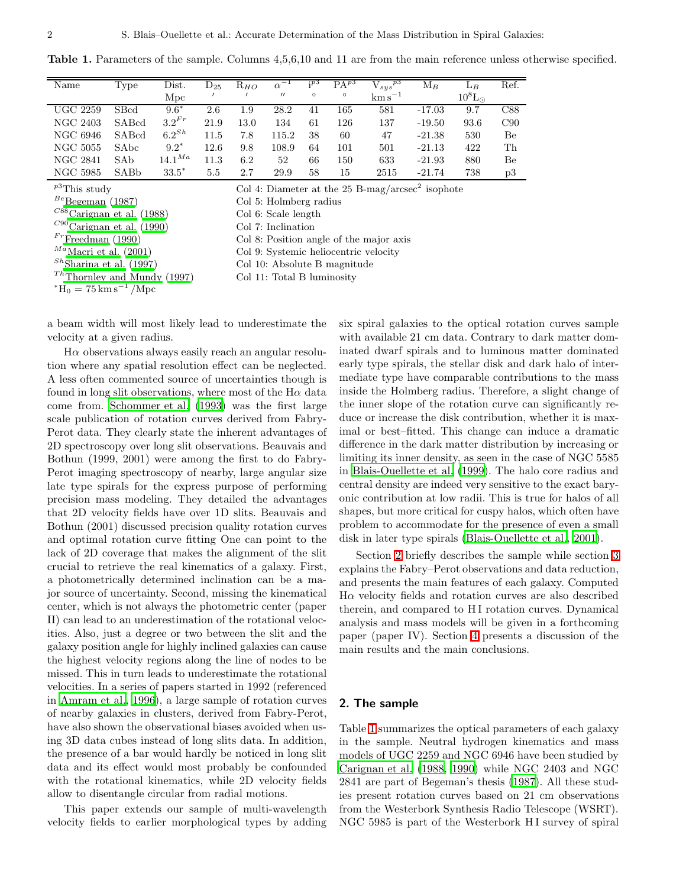**Table 1.** Parameters of the sample. Columns 4,5,6,10 and 11 are from the main reference unless otherwise specified.

| Name | Type | Dist. Mpc | $D_{25}$ $'$ | $R_{HO}$ $'$ | $\alpha^{-1}$ $''$ | $i^{p3}$ $\circ$ | $PA^{p3}$ $\circ$ | $V_{sys}{}^{p3}$ $km\,s^{-1}$ | $M_B$ | $L_B$ $10^8 L_\odot$ | Ref. |
|---|---|---|---|---|---|---|---|---|---|---|---|
| UGC 2259 | SBcd | $9.6^{*}$ | 2.6 | 1.9 | 28.2 | 41 | 165 | 581 | -17.03 | 9.7 | C88 |
| NGC 2403 | SABcd | $3.2^{Fr}$ | 21.9 | 13.0 | 134 | 61 | 126 | 137 | -19.50 | 93.6 | C90 |
| NGC 6946 | SABcd | $6.2^{Sh}$ | 11.5 | 7.8 | 115.2 | 38 | 60 | 47 | -21.38 | 530 | Be |
| NGC 5055 | SAbc | $9.2^{*}$ | 12.6 | 9.8 | 108.9 | 64 | 101 | 501 | -21.13 | 422 | Th |
| NGC 2841 | SAb | $14.1^{Ma}$ | 11.3 | 6.2 | 52 | 66 | 150 | 633 | -21.93 | 880 | Be |
| NGC 5985 | SABb | $33.5^{*}$ | 5.5 | 2.7 | 29.9 | 58 | 15 | 2515 | -21.74 | 738 | p3 |

p3: This study
Be: Begeman (1987)
C88: Carignan et al. (1988)
C90: Carignan et al. (1990)
Fr: Freedman (1990)
Ma: Macri et al. (2001)
Sh: Sharina et al. (1997)
Th: Thornley and Mundy (1997)
*: $H_0 = 75\,km\,s^{-1}$ /Mpc

Col 4: Diameter at the 25 B-mag/arcsec$^2$ isophote
Col 5: Holmberg radius
Col 6: Scale length
Col 7: Inclination
Col 8: Position angle of the major axis
Col 9: Systemic heliocentric velocity
Col 10: Absolute B magnitude
Col 11: Total B luminosity

a beam width will most likely lead to underestimate the velocity at a given radius.

Hα observations always easily reach an angular resolution where any spatial resolution effect can be neglected. A less often commented source of uncertainties though is found in long slit observations, where most of the Hα data come from. Schommer et al. (1993) was the first large scale publication of rotation curves derived from Fabry-Perot data. They clearly state the inherent advantages of 2D spectroscopy over long slit observations. Beauvais and Bothun (1999, 2001) were among the first to do Fabry-Perot imaging spectroscopy of nearby, large angular size late type spirals for the express purpose of performing precision mass modeling. They detailed the advantages that 2D velocity fields have over 1D slits. Beauvais and Bothun (2001) discussed precision quality rotation curves and optimal rotation curve fitting One can point to the lack of 2D coverage that makes the alignment of the slit crucial to retrieve the real kinematics of a galaxy. First, a photometrically determined inclination can be a major source of uncertainty. Second, missing the kinematical center, which is not always the photometric center (paper II) can lead to an underestimation of the rotational velocities. Also, just a degree or two between the slit and the galaxy position angle for highly inclined galaxies can cause the highest velocity regions along the line of nodes to be missed. This in turn leads to underestimate the rotational velocities. In a series of papers started in 1992 (referenced in Amram et al. 1996), a large sample of rotation curves of nearby galaxies in clusters, derived from Fabry-Perot, have also shown the observational biases avoided when using 3D data cubes instead of long slits data. In addition, the presence of a bar would hardly be noticed in long slit data and its effect would most probably be confounded with the rotational kinematics, while 2D velocity fields allow to disentangle circular from radial motions.

This paper extends our sample of multi-wavelength velocity fields to earlier morphological types by adding six spiral galaxies to the optical rotation curves sample with available 21 cm data. Contrary to dark matter dominated dwarf spirals and to luminous matter dominated early type spirals, the stellar disk and dark halo of intermediate type have comparable contributions to the mass inside the Holmberg radius. Therefore, a slight change of the inner slope of the rotation curve can significantly reduce or increase the disk contribution, whether it is maximal or best–fitted. This change can induce a dramatic difference in the dark matter distribution by increasing or limiting its inner density, as seen in the case of NGC 5585 in Blais-Ouellette et al. (1999). The halo core radius and central density are indeed very sensitive to the exact baryonic contribution at low radii. This is true for halos of all shapes, but more critical for cuspy halos, which often have problem to accommodate for the presence of even a small disk in later type spirals (Blais-Ouellette et al. 2001).

Section 2 briefly describes the sample while section 3 explains the Fabry–Perot observations and data reduction, and presents the main features of each galaxy. Computed Hα velocity fields and rotation curves are also described therein, and compared to H I rotation curves. Dynamical analysis and mass models will be given in a forthcoming paper (paper IV). Section 4 presents a discussion of the main results and the main conclusions.

## 2. The sample

Table 1 summarizes the optical parameters of each galaxy in the sample. Neutral hydrogen kinematics and mass models of UGC 2259 and NGC 6946 have been studied by Carignan et al. (1988, 1990) while NGC 2403 and NGC 2841 are part of Begeman's thesis (1987). All these studies present rotation curves based on 21 cm observations from the Westerbork Synthesis Radio Telescope (WSRT). NGC 5985 is part of the Westerbork H I survey of spiral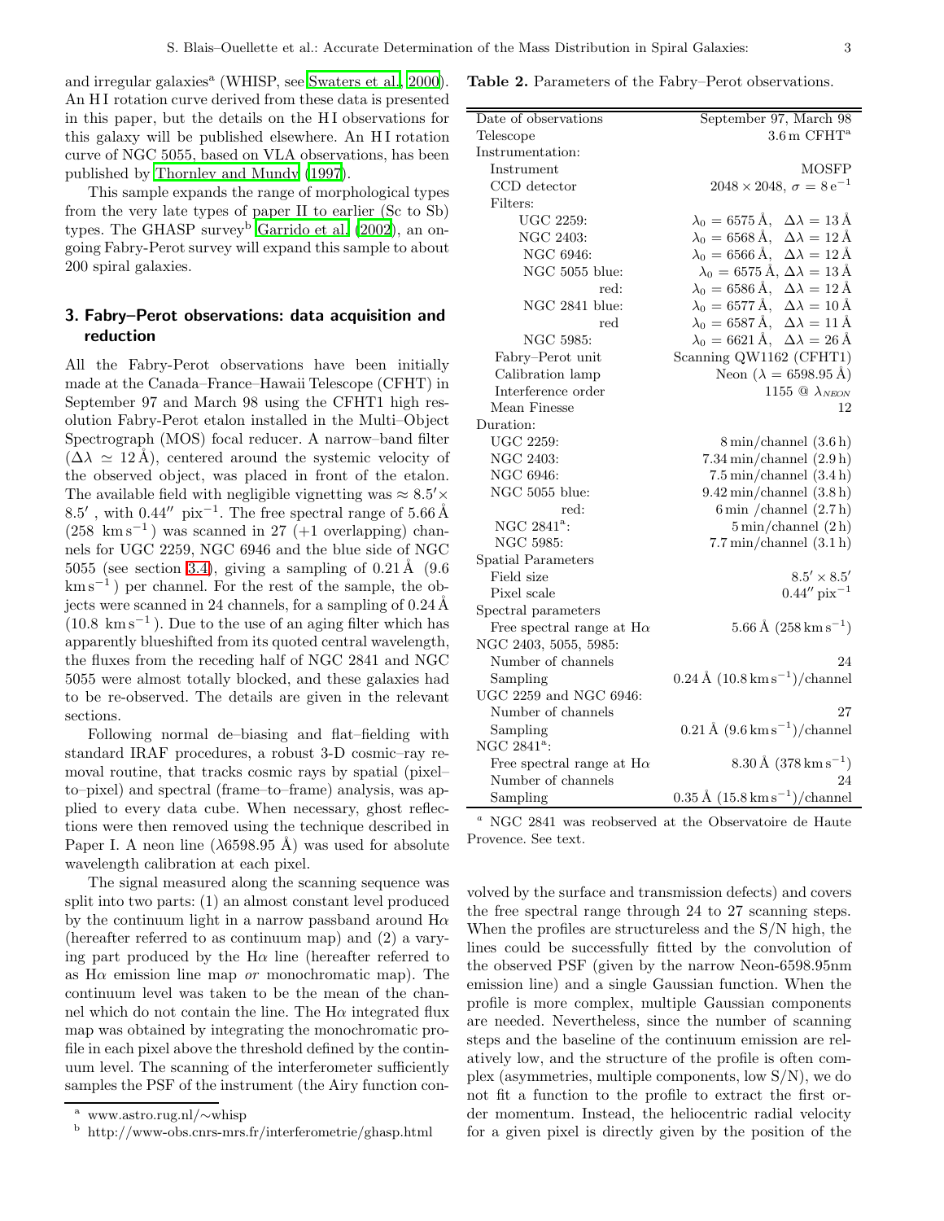and irregular galaxies[a] (WHISP, see Swaters et al. 2000). An H I rotation curve derived from these data is presented in this paper, but the details on the H I observations for this galaxy will be published elsewhere. An H I rotation curve of NGC 5055, based on VLA observations, has been published by Thornley and Mundy (1997).

This sample expands the range of morphological types from the very late types of paper II to earlier (Sc to Sb) types. The GHASP survey[b] Garrido et al. (2002), an ongoing Fabry-Perot survey will expand this sample to about 200 spiral galaxies.

## 3. Fabry–Perot observations: data acquisition and reduction

All the Fabry-Perot observations have been initially made at the Canada–France–Hawaii Telescope (CFHT) in September 97 and March 98 using the CFHT1 high resolution Fabry-Perot etalon installed in the Multi–Object Spectrograph (MOS) focal reducer. A narrow–band filter ($\Delta\lambda \simeq 12$ Å), centered around the systemic velocity of the observed object, was placed in front of the etalon. The available field with negligible vignetting was $\approx 8.5' \times 8.5'$ , with $0.44''$ pix$^{-1}$. The free spectral range of 5.66 Å (258 km s$^{-1}$) was scanned in 27 (+1 overlapping) channels for UGC 2259, NGC 6946 and the blue side of NGC 5055 (see section 3.4), giving a sampling of 0.21 Å (9.6 km s$^{-1}$) per channel. For the rest of the sample, the objects were scanned in 24 channels, for a sampling of 0.24 Å (10.8 km s$^{-1}$). Due to the use of an aging filter which has apparently blueshifted from its quoted central wavelength, the fluxes from the receding half of NGC 2841 and NGC 5055 were almost totally blocked, and these galaxies had to be re-observed. The details are given in the relevant sections.

Following normal de–biasing and flat–fielding with standard IRAF procedures, a robust 3-D cosmic–ray removal routine, that tracks cosmic rays by spatial (pixel–to–pixel) and spectral (frame–to–frame) analysis, was applied to every data cube. When necessary, ghost reflections were then removed using the technique described in Paper I. A neon line ($\lambda$6598.95 Å) was used for absolute wavelength calibration at each pixel.

The signal measured along the scanning sequence was split into two parts: (1) an almost constant level produced by the continuum light in a narrow passband around H$\alpha$ (hereafter referred to as continuum map) and (2) a varying part produced by the H$\alpha$ line (hereafter referred to as H$\alpha$ emission line map *or* monochromatic map). The continuum level was taken to be the mean of the channel which do not contain the line. The H$\alpha$ integrated flux map was obtained by integrating the monochromatic profile in each pixel above the threshold defined by the continuum level. The scanning of the interferometer sufficiently samples the PSF of the instrument (the Airy function convolved by the surface and transmission defects) and covers the free spectral range through 24 to 27 scanning steps. When the profiles are structureless and the S/N high, the lines could be successfully fitted by the convolution of the observed PSF (given by the narrow Neon-6598.95nm emission line) and a single Gaussian function. When the profile is more complex, multiple Gaussian components are needed. Nevertheless, since the number of scanning steps and the baseline of the continuum emission are relatively low, and the structure of the profile is often complex (asymmetries, multiple components, low S/N), we do not fit a function to the profile to extract the first order momentum. Instead, the heliocentric radial velocity for a given pixel is directly given by the position of the

**Table 2.** Parameters of the Fabry–Perot observations.

| | |
|---|---|
| Date of observations | September 97, March 98 |
| Telescope | 3.6 m CFHT[a] |
| Instrumentation: | |
| Instrument | MOSFP |
| CCD detector | $2048 \times 2048$, $\sigma = 8\,e^{-1}$ |
| Filters: | |
| UGC 2259: | $\lambda_0 = 6575$ Å, $\Delta\lambda = 13$ Å |
| NGC 2403: | $\lambda_0 = 6568$ Å, $\Delta\lambda = 12$ Å |
| NGC 6946: | $\lambda_0 = 6566$ Å, $\Delta\lambda = 12$ Å |
| NGC 5055 blue: | $\lambda_0 = 6575$ Å, $\Delta\lambda = 13$ Å |
| red: | $\lambda_0 = 6586$ Å, $\Delta\lambda = 12$ Å |
| NGC 2841 blue: | $\lambda_0 = 6577$ Å, $\Delta\lambda = 10$ Å |
| red | $\lambda_0 = 6587$ Å, $\Delta\lambda = 11$ Å |
| NGC 5985: | $\lambda_0 = 6621$ Å, $\Delta\lambda = 26$ Å |
| Fabry–Perot unit | Scanning QW1162 (CFHT1) |
| Calibration lamp | Neon ($\lambda = 6598.95$ Å) |
| Interference order | 1155 @ $\lambda_{NEON}$ |
| Mean Finesse | 12 |
| Duration: | |
| UGC 2259: | 8 min/channel (3.6 h) |
| NGC 2403: | 7.34 min/channel (2.9 h) |
| NGC 6946: | 7.5 min/channel (3.4 h) |
| NGC 5055 blue: | 9.42 min/channel (3.8 h) |
| red: | 6 min /channel (2.7 h) |
| NGC 2841[a]: | 5 min/channel (2 h) |
| NGC 5985: | 7.7 min/channel (3.1 h) |
| Spatial Parameters | |
| Field size | $8.5' \times 8.5'$ |
| Pixel scale | $0.44''$ pix$^{-1}$ |
| Spectral parameters | |
| Free spectral range at H$\alpha$ | 5.66 Å (258 km s$^{-1}$) |
| NGC 2403, 5055, 5985: | |
| Number of channels | 24 |
| Sampling | 0.24 Å (10.8 km s$^{-1}$)/channel |
| UGC 2259 and NGC 6946: | |
| Number of channels | 27 |
| Sampling | 0.21 Å (9.6 km s$^{-1}$)/channel |
| NGC 2841[a]: | |
| Free spectral range at H$\alpha$ | 8.30 Å (378 km s$^{-1}$) |
| Number of channels | 24 |
| Sampling | 0.35 Å (15.8 km s$^{-1}$)/channel |

[a] NGC 2841 was reobserved at the Observatoire de Haute Provence. See text.

[a] www.astro.rug.nl/∼whisp

[b] http://www-obs.cnrs-mrs.fr/interferometrie/ghasp.html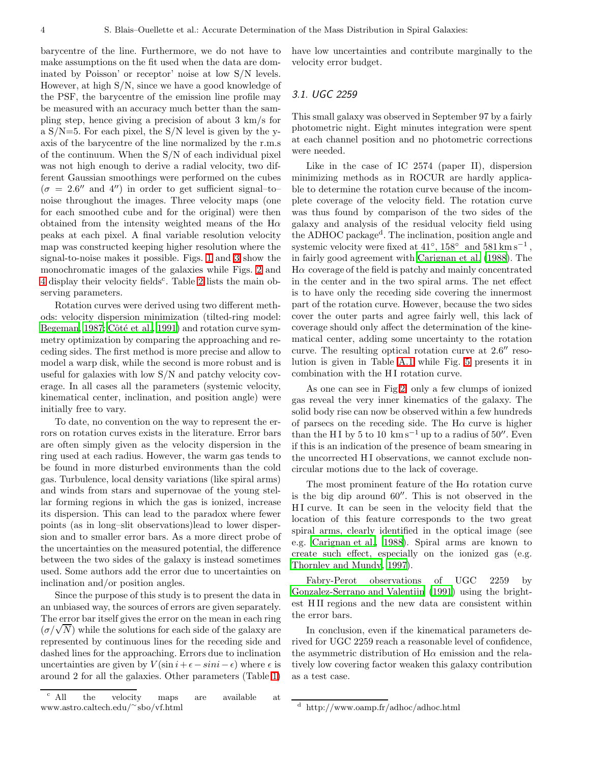barycentre of the line. Furthermore, we do not have to make assumptions on the fit used when the data are dominated by Poisson' or receptor' noise at low S/N levels. However, at high S/N, since we have a good knowledge of the PSF, the barycentre of the emission line profile may be measured with an accuracy much better than the sampling step, hence giving a precision of about 3 km/s for a S/N=5. For each pixel, the S/N level is given by the y-axis of the barycentre of the line normalized by the r.m.s of the continuum. When the S/N of each individual pixel was not high enough to derive a radial velocity, two different Gaussian smoothings were performed on the cubes ($\sigma = 2.6''$ and $4''$) in order to get sufficient signal–to–noise throughout the images. Three velocity maps (one for each smoothed cube and for the original) were then obtained from the intensity weighted means of the H$\alpha$ peaks at each pixel. A final variable resolution velocity map was constructed keeping higher resolution where the signal-to-noise makes it possible. Figs. 1 and 3 show the monochromatic images of the galaxies while Figs. 2 and 4 display their velocity fields[c]. Table 2 lists the main observing parameters.

Rotation curves were derived using two different methods: velocity dispersion minimization (tilted-ring model: Begeman 1987; Côté et al. 1991) and rotation curve symmetry optimization by comparing the approaching and receding sides. The first method is more precise and allow to model a warp disk, while the second is more robust and is useful for galaxies with low S/N and patchy velocity coverage. In all cases all the parameters (systemic velocity, kinematical center, inclination, and position angle) were initially free to vary.

To date, no convention on the way to represent the errors on rotation curves exists in the literature. Error bars are often simply given as the velocity dispersion in the ring used at each radius. However, the warm gas tends to be found in more disturbed environments than the cold gas. Turbulence, local density variations (like spiral arms) and winds from stars and supernovae of the young stellar forming regions in which the gas is ionized, increase its dispersion. This can lead to the paradox where fewer points (as in long–slit observations)lead to lower dispersion and to smaller error bars. As a more direct probe of the uncertainties on the measured potential, the difference between the two sides of the galaxy is instead sometimes used. Some authors add the error due to uncertainties on inclination and/or position angles.

Since the purpose of this study is to present the data in an unbiased way, the sources of errors are given separately. The error bar itself gives the error on the mean in each ring ($\sigma/\sqrt{N}$) while the solutions for each side of the galaxy are represented by continuous lines for the receding side and dashed lines for the approaching. Errors due to inclination uncertainties are given by $V(\sin i + \epsilon - sini - \epsilon)$ where $\epsilon$ is around 2 for all the galaxies. Other parameters (Table 1) have low uncertainties and contribute marginally to the velocity error budget.

### 3.1. UGC 2259

This small galaxy was observed in September 97 by a fairly photometric night. Eight minutes integration were spent at each channel position and no photometric corrections were needed.

Like in the case of IC 2574 (paper II), dispersion minimizing methods as in ROCUR are hardly applicable to determine the rotation curve because of the incomplete coverage of the velocity field. The rotation curve was thus found by comparison of the two sides of the galaxy and analysis of the residual velocity field using the ADHOC package[d]. The inclination, position angle and systemic velocity were fixed at 41°, 158° and 581 km s$^{-1}$, in fairly good agreement with Carignan et al. (1988). The H$\alpha$ coverage of the field is patchy and mainly concentrated in the center and in the two spiral arms. The net effect is to have only the receding side covering the innermost part of the rotation curve. However, because the two sides cover the outer parts and agree fairly well, this lack of coverage should only affect the determination of the kinematical center, adding some uncertainty to the rotation curve. The resulting optical rotation curve at $2.6''$ resolution is given in Table A.1 while Fig. 5 presents it in combination with the H I rotation curve.

As one can see in Fig 2, only a few clumps of ionized gas reveal the very inner kinematics of the galaxy. The solid body rise can now be observed within a few hundreds of parsecs on the receding side. The H$\alpha$ curve is higher than the H I by 5 to 10 km s$^{-1}$ up to a radius of $50''$. Even if this is an indication of the presence of beam smearing in the uncorrected H I observations, we cannot exclude non-circular motions due to the lack of coverage.

The most prominent feature of the H$\alpha$ rotation curve is the big dip around $60''$. This is not observed in the H I curve. It can be seen in the velocity field that the location of this feature corresponds to the two great spiral arms, clearly identified in the optical image (see e.g. Carignan et al., 1988). Spiral arms are known to create such effect, especially on the ionized gas (e.g. Thornley and Mundy, 1997).

Fabry-Perot observations of UGC 2259 by Gonzalez-Serrano and Valentijn (1991) using the brightest H II regions and the new data are consistent within the error bars.

In conclusion, even if the kinematical parameters derived for UGC 2259 reach a reasonable level of confidence, the asymmetric distribution of H$\alpha$ emission and the relatively low covering factor weaken this galaxy contribution as a test case.

---

[c] All the velocity maps are available at www.astro.caltech.edu/~sbo/vf.html

[d] http://www.oamp.fr/adhoc/adhoc.html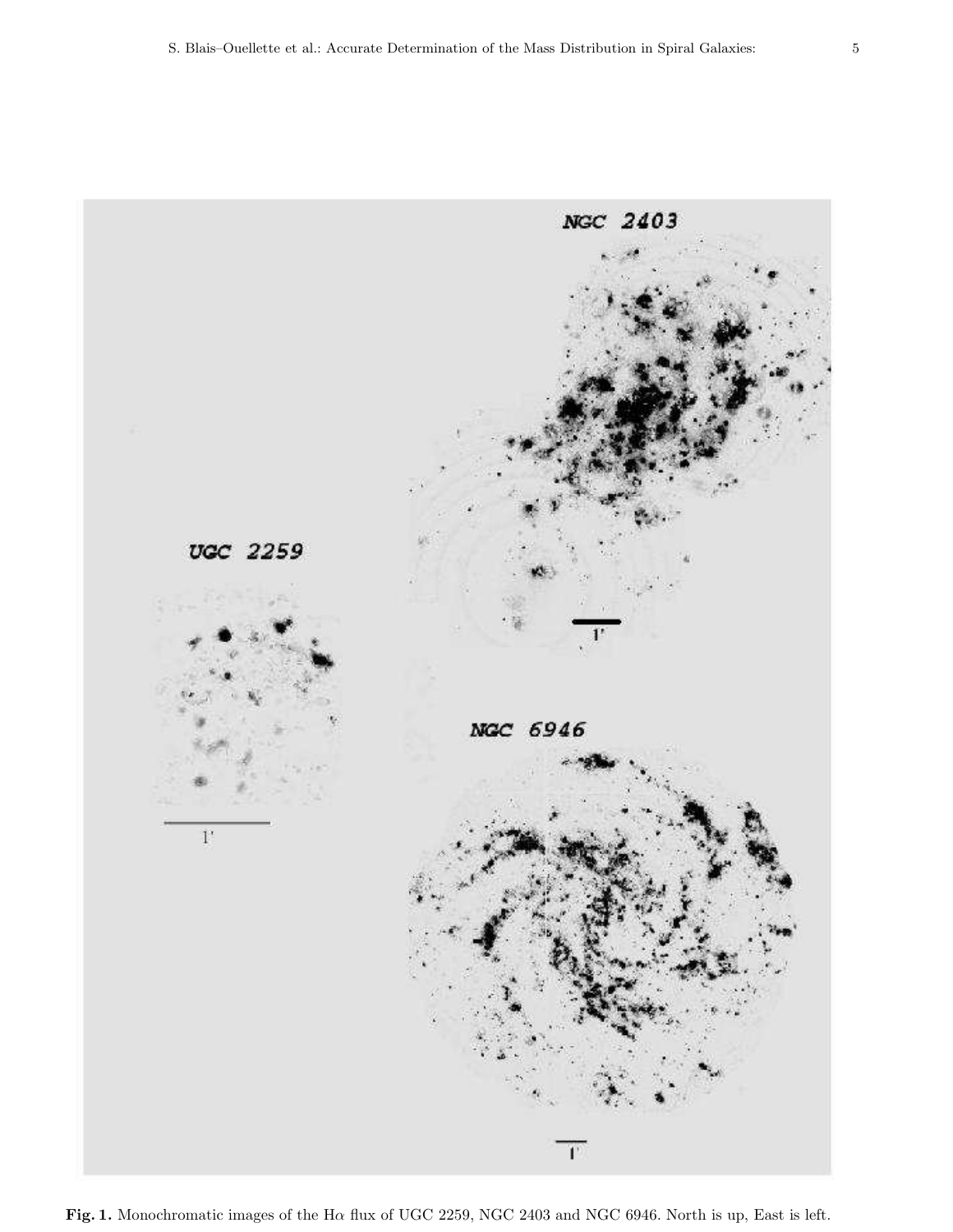**Fig. 1.** Monochromatic images of the Hα flux of UGC 2259, NGC 2403 and NGC 6946. North is up, East is left.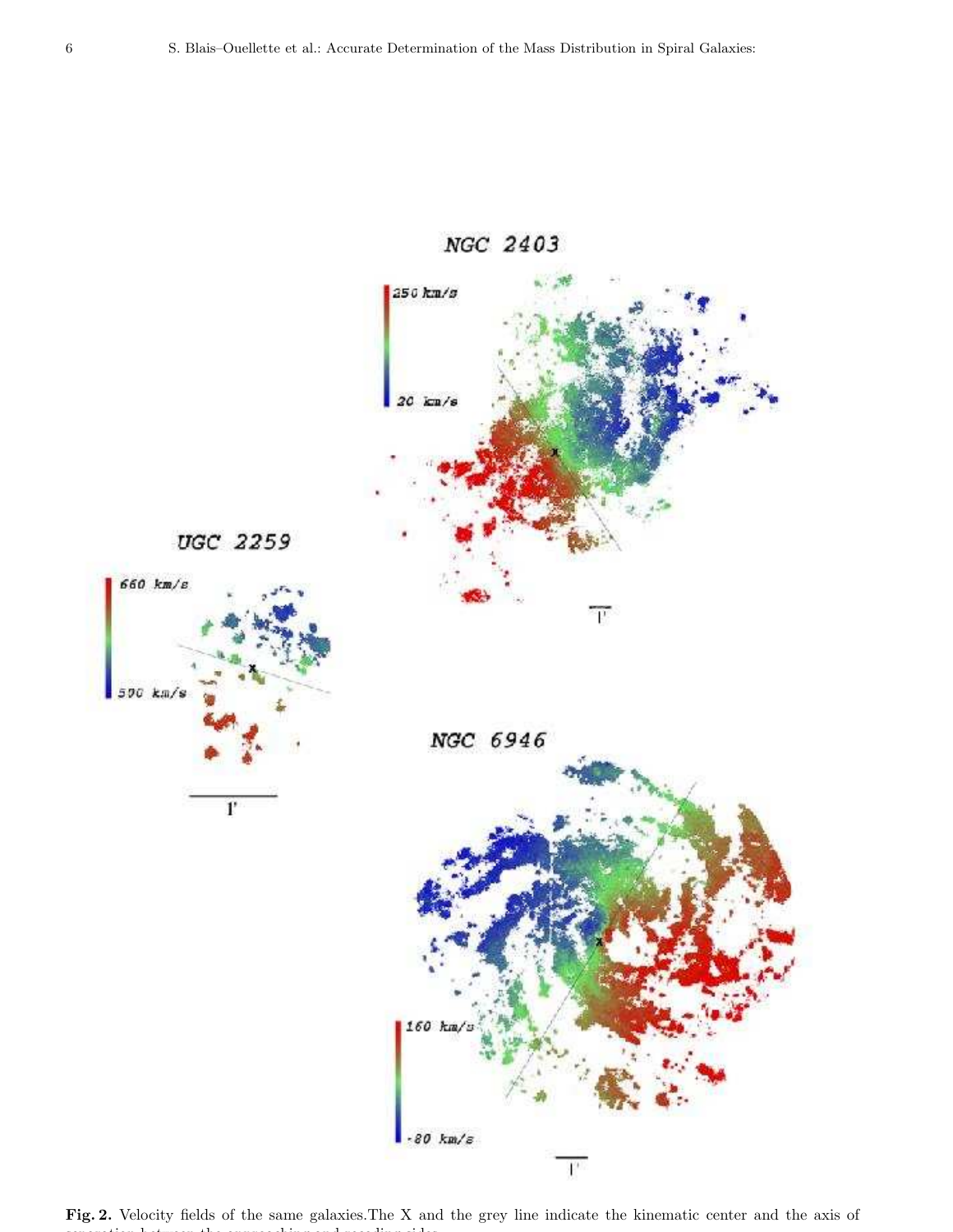Fig. 2. Velocity fields of the same galaxies. The X and the grey line indicate the kinematic center and the axis of separation between the approaching and receding sides.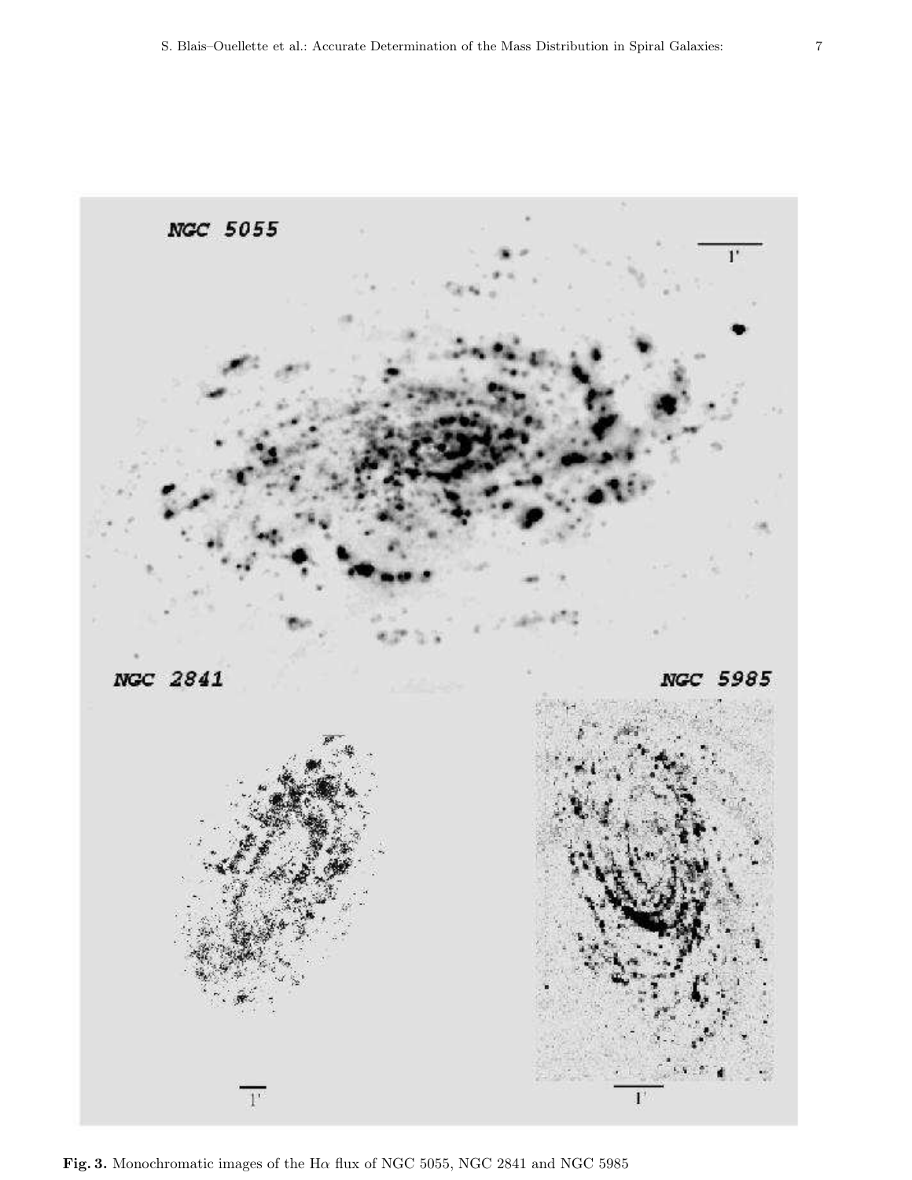**Fig. 3.** Monochromatic images of the Hα flux of NGC 5055, NGC 2841 and NGC 5985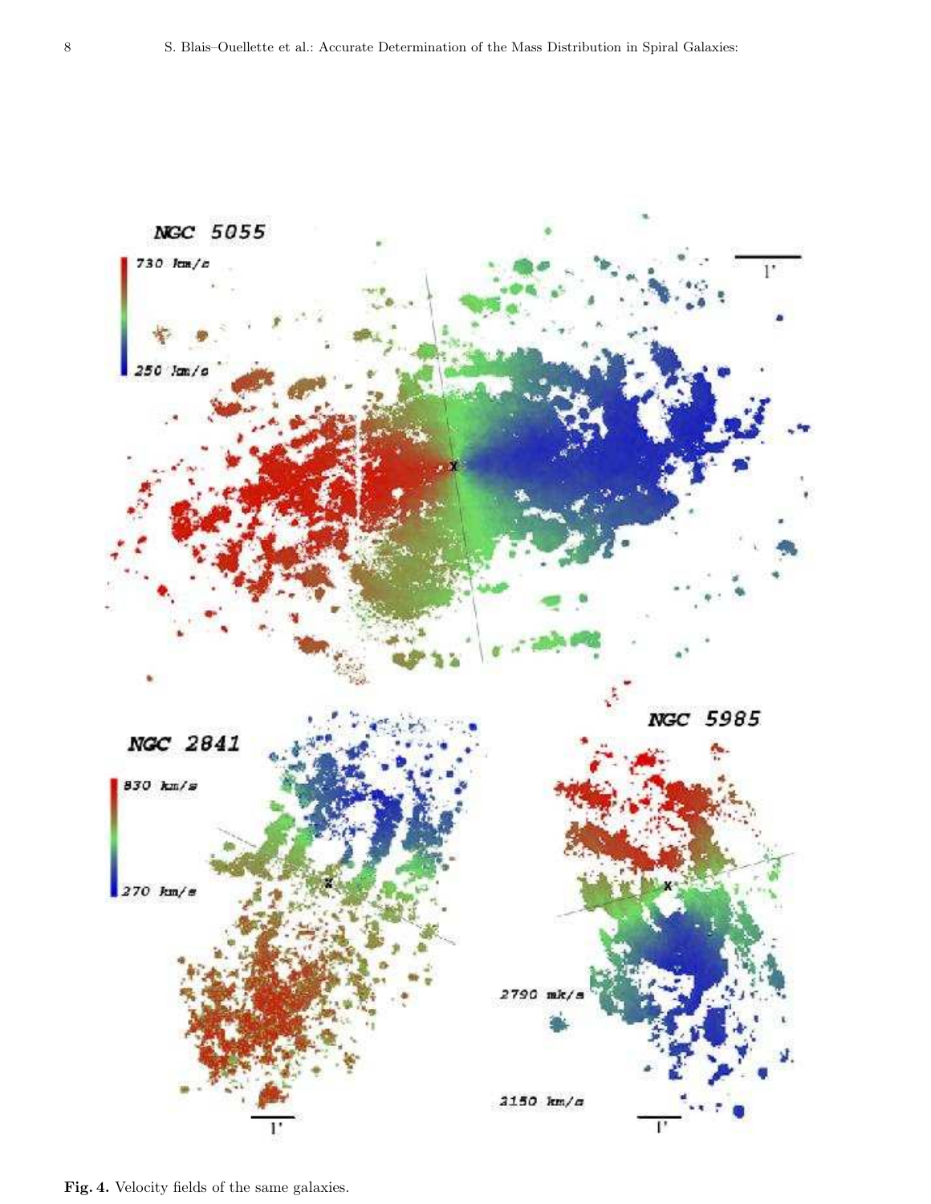**Fig. 4.** Velocity fields of the same galaxies.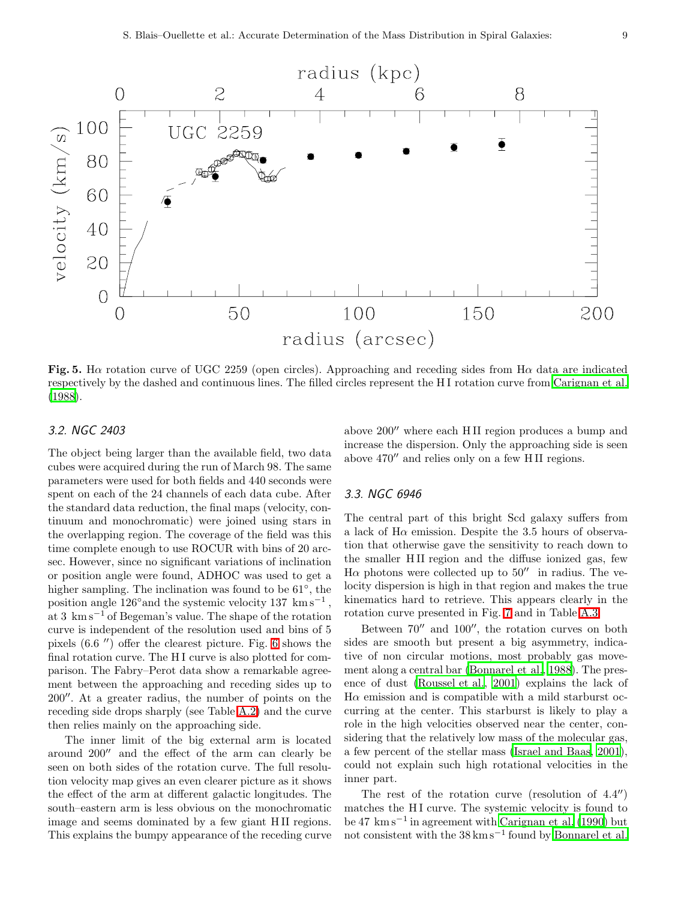**Fig. 5.** Hα rotation curve of UGC 2259 (open circles). Approaching and receding sides from Hα data are indicated respectively by the dashed and continuous lines. The filled circles represent the H I rotation curve from Carignan et al. (1988).

### 3.2. NGC 2403

The object being larger than the available field, two data cubes were acquired during the run of March 98. The same parameters were used for both fields and 440 seconds were spent on each of the 24 channels of each data cube. After the standard data reduction, the final maps (velocity, continuum and monochromatic) were joined using stars in the overlapping region. The coverage of the field was this time complete enough to use ROCUR with bins of 20 arcsec. However, since no significant variations of inclination or position angle were found, ADHOC was used to get a higher sampling. The inclination was found to be 61°, the position angle 126°and the systemic velocity 137 $\mathrm{km\,s^{-1}}$, at 3 $\mathrm{km\,s^{-1}}$ of Begeman's value. The shape of the rotation curve is independent of the resolution used and bins of 5 pixels (6.6 ″) offer the clearest picture. Fig. 6 shows the final rotation curve. The H I curve is also plotted for comparison. The Fabry–Perot data show a remarkable agreement between the approaching and receding sides up to 200″. At a greater radius, the number of points on the receding side drops sharply (see Table A.2) and the curve then relies mainly on the approaching side.

The inner limit of the big external arm is located around 200″ and the effect of the arm can clearly be seen on both sides of the rotation curve. The full resolution velocity map gives an even clearer picture as it shows the effect of the arm at different galactic longitudes. The south–eastern arm is less obvious on the monochromatic image and seems dominated by a few giant H II regions. This explains the bumpy appearance of the receding curve above 200″ where each H II region produces a bump and increase the dispersion. Only the approaching side is seen above 470″ and relies only on a few H II regions.

### 3.3. NGC 6946

The central part of this bright Scd galaxy suffers from a lack of Hα emission. Despite the 3.5 hours of observation that otherwise gave the sensitivity to reach down to the smaller H II region and the diffuse ionized gas, few Hα photons were collected up to 50″ in radius. The velocity dispersion is high in that region and makes the true kinematics hard to retrieve. This appears clearly in the rotation curve presented in Fig. 7 and in Table A.3.

Between 70″ and 100″, the rotation curves on both sides are smooth but present a big asymmetry, indicative of non circular motions, most probably gas movement along a central bar (Bonnarel et al., 1988). The presence of dust (Roussel et al., 2001) explains the lack of Hα emission and is compatible with a mild starburst occurring at the center. This starburst is likely to play a role in the high velocities observed near the center, considering that the relatively low mass of the molecular gas, a few percent of the stellar mass (Israel and Baas, 2001), could not explain such high rotational velocities in the inner part.

The rest of the rotation curve (resolution of 4.4″) matches the H I curve. The systemic velocity is found to be 47 $\mathrm{km\,s^{-1}}$ in agreement with Carignan et al. (1990) but not consistent with the 38 $\mathrm{km\,s^{-1}}$ found by Bonnarel et al.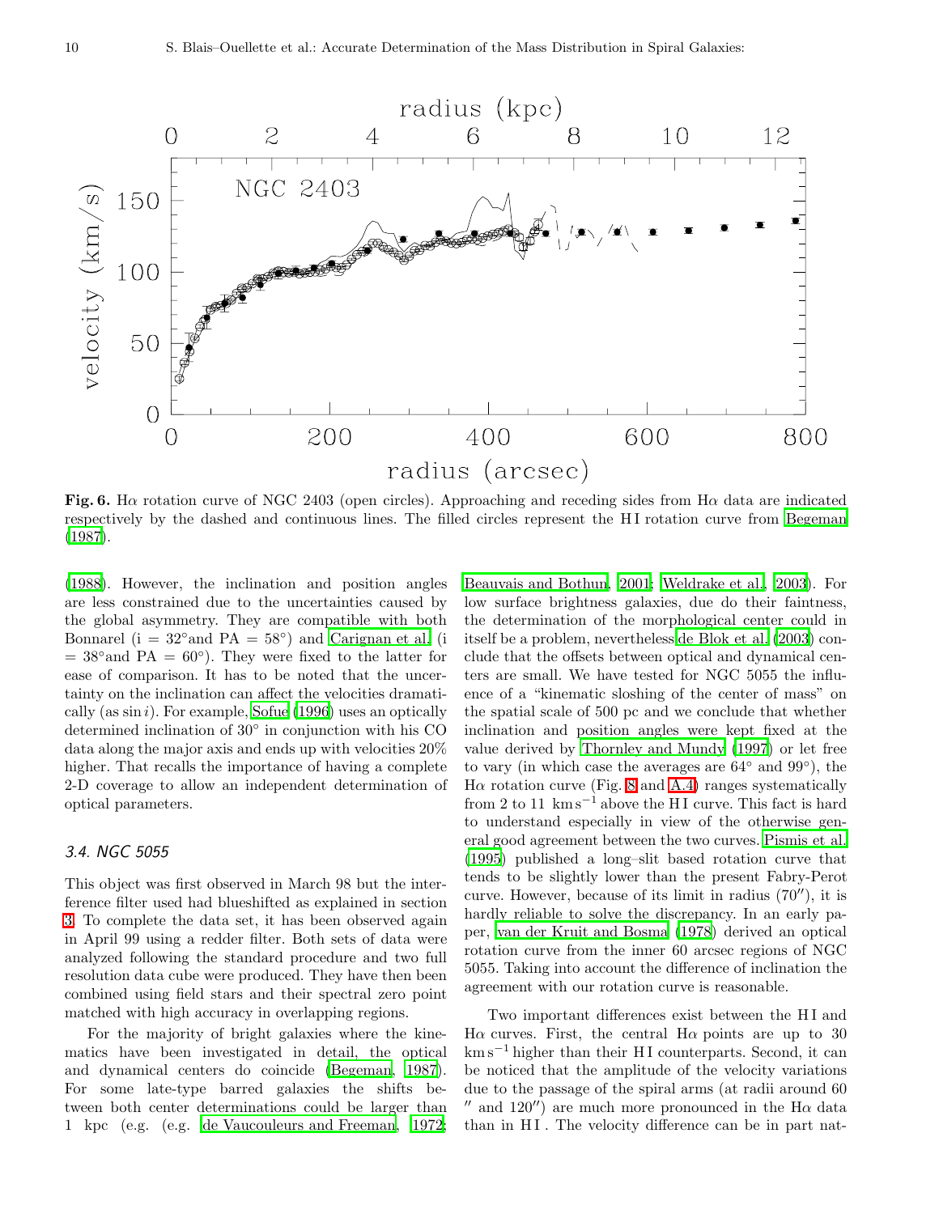**Fig. 6.** Hα rotation curve of NGC 2403 (open circles). Approaching and receding sides from Hα data are indicated respectively by the dashed and continuous lines. The filled circles represent the H I rotation curve from Begeman (1987).

(1988). However, the inclination and position angles are less constrained due to the uncertainties caused by the global asymmetry. They are compatible with both Bonnarel (i = 32°and PA = 58°) and Carignan et al. (i = 38°and PA = 60°). They were fixed to the latter for ease of comparison. It has to be noted that the uncertainty on the inclination can affect the velocities dramatically (as $\sin i$). For example, Sofue (1996) uses an optically determined inclination of 30° in conjunction with his CO data along the major axis and ends up with velocities 20% higher. That recalls the importance of having a complete 2-D coverage to allow an independent determination of optical parameters.

### 3.4. NGC 5055

This object was first observed in March 98 but the interference filter used had blueshifted as explained in section 3. To complete the data set, it has been observed again in April 99 using a redder filter. Both sets of data were analyzed following the standard procedure and two full resolution data cube were produced. They have then been combined using field stars and their spectral zero point matched with high accuracy in overlapping regions.

For the majority of bright galaxies where the kinematics have been investigated in detail, the optical and dynamical centers do coincide (Begeman, 1987). For some late-type barred galaxies the shifts between both center determinations could be larger than 1 kpc (e.g. (e.g. de Vaucouleurs and Freeman, 1972; Beauvais and Bothun, 2001; Weldrake et al., 2003). For low surface brightness galaxies, due do their faintness, the determination of the morphological center could in itself be a problem, nevertheless de Blok et al. (2003) conclude that the offsets between optical and dynamical centers are small. We have tested for NGC 5055 the influence of a "kinematic sloshing of the center of mass" on the spatial scale of 500 pc and we conclude that whether inclination and position angles were kept fixed at the value derived by Thornley and Mundy (1997) or let free to vary (in which case the averages are 64° and 99°), the Hα rotation curve (Fig. 8 and A.4) ranges systematically from 2 to 11 km s$^{-1}$ above the H I curve. This fact is hard to understand especially in view of the otherwise general good agreement between the two curves. Pismis et al. (1995) published a long–slit based rotation curve that tends to be slightly lower than the present Fabry-Perot curve. However, because of its limit in radius (70″), it is hardly reliable to solve the discrepancy. In an early paper, van der Kruit and Bosma (1978) derived an optical rotation curve from the inner 60 arcsec regions of NGC 5055. Taking into account the difference of inclination the agreement with our rotation curve is reasonable.

Two important differences exist between the H I and Hα curves. First, the central Hα points are up to 30 km s$^{-1}$ higher than their H I counterparts. Second, it can be noticed that the amplitude of the velocity variations due to the passage of the spiral arms (at radii around 60 ″ and 120″) are much more pronounced in the Hα data than in H I . The velocity difference can be in part nat-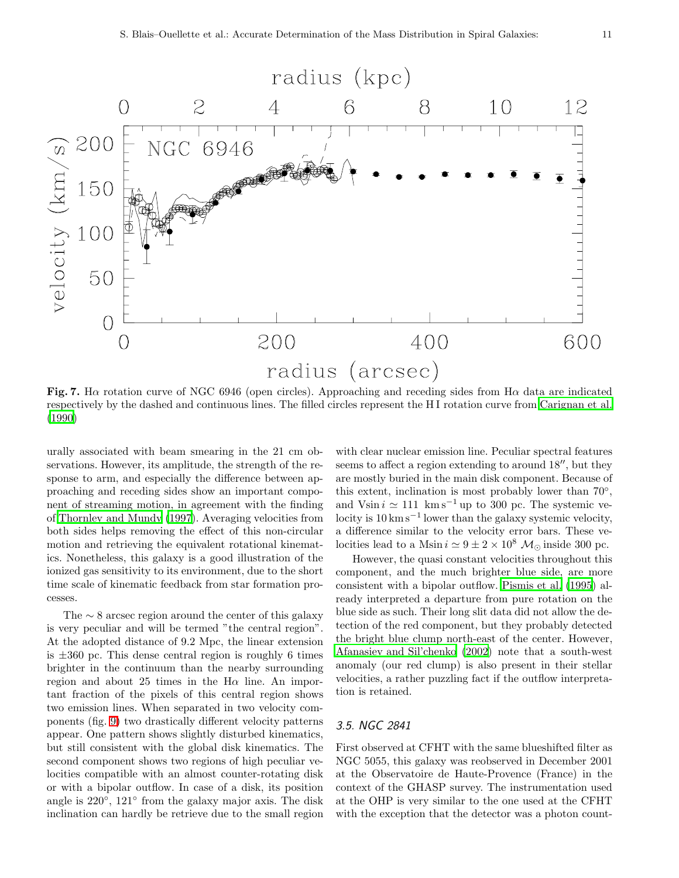**Fig. 7.** Hα rotation curve of NGC 6946 (open circles). Approaching and receding sides from Hα data are indicated respectively by the dashed and continuous lines. The filled circles represent the H I rotation curve from Carignan et al. (1990)

urally associated with beam smearing in the 21 cm observations. However, its amplitude, the strength of the response to arm, and especially the difference between approaching and receding sides show an important component of streaming motion, in agreement with the finding of Thornley and Mundy (1997). Averaging velocities from both sides helps removing the effect of this non-circular motion and retrieving the equivalent rotational kinematics. Nonetheless, this galaxy is a good illustration of the ionized gas sensitivity to its environment, due to the short time scale of kinematic feedback from star formation processes.

The $\sim 8$ arcsec region around the center of this galaxy is very peculiar and will be termed "the central region". At the adopted distance of 9.2 Mpc, the linear extension is $\pm 360$ pc. This dense central region is roughly 6 times brighter in the continuum than the nearby surrounding region and about 25 times in the Hα line. An important fraction of the pixels of this central region shows two emission lines. When separated in two velocity components (fig. 9) two drastically different velocity patterns appear. One pattern shows slightly disturbed kinematics, but still consistent with the global disk kinematics. The second component shows two regions of high peculiar velocities compatible with an almost counter-rotating disk or with a bipolar outflow. In case of a disk, its position angle is 220°, 121° from the galaxy major axis. The disk inclination can hardly be retrieve due to the small region with clear nuclear emission line. Peculiar spectral features seems to affect a region extending to around 18″, but they are mostly buried in the main disk component. Because of this extent, inclination is most probably lower than 70°, and $V\sin i \simeq 111$ km s$^{-1}$ up to 300 pc. The systemic velocity is 10 km s$^{-1}$ lower than the galaxy systemic velocity, a difference similar to the velocity error bars. These velocities lead to a $M\sin i \simeq 9 \pm 2 \times 10^{8}$ $\mathcal{M}_{\odot}$ inside 300 pc.

However, the quasi constant velocities throughout this component, and the much brighter blue side, are more consistent with a bipolar outflow. Pismis et al. (1995) already interpreted a departure from pure rotation on the blue side as such. Their long slit data did not allow the detection of the red component, but they probably detected the bright blue clump north-east of the center. However, Afanasiev and Sil'chenko (2002) note that a south-west anomaly (our red clump) is also present in their stellar velocities, a rather puzzling fact if the outflow interpretation is retained.

### 3.5. NGC 2841

First observed at CFHT with the same blueshifted filter as NGC 5055, this galaxy was reobserved in December 2001 at the Observatoire de Haute-Provence (France) in the context of the GHASP survey. The instrumentation used at the OHP is very similar to the one used at the CFHT with the exception that the detector was a photon count-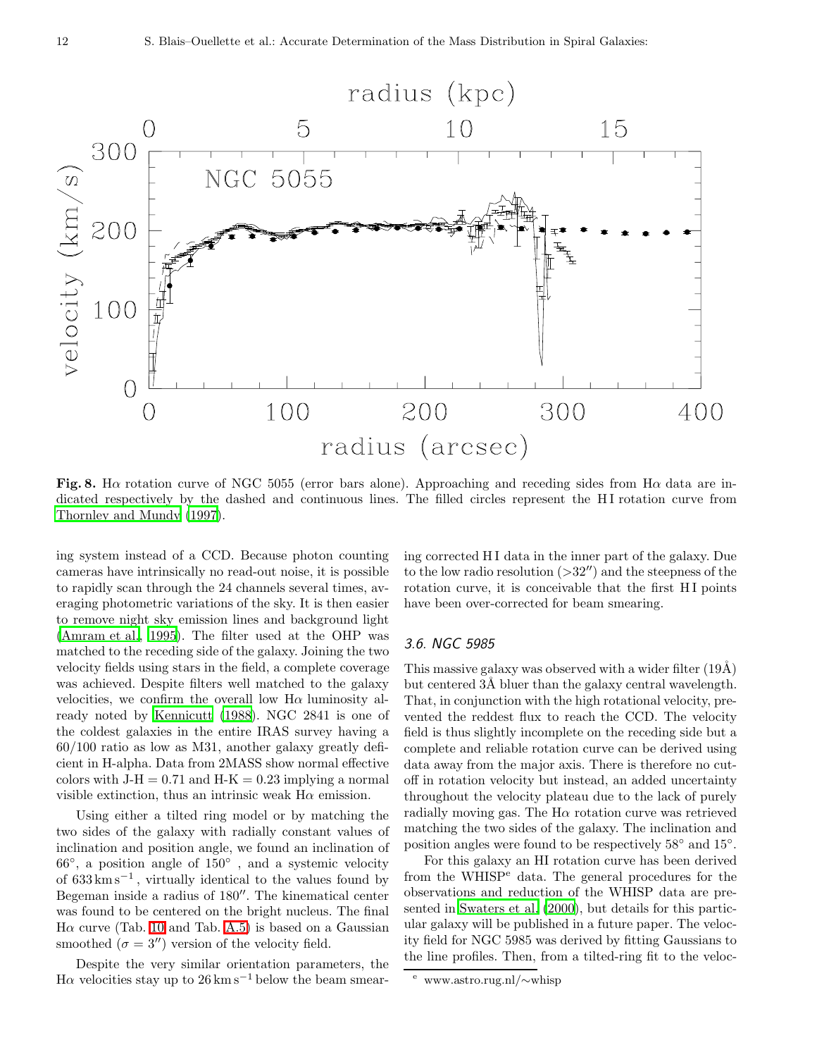**Fig. 8.** Hα rotation curve of NGC 5055 (error bars alone). Approaching and receding sides from Hα data are indicated respectively by the dashed and continuous lines. The filled circles represent the H I rotation curve from Thornley and Mundy (1997).

ing system instead of a CCD. Because photon counting cameras have intrinsically no read-out noise, it is possible to rapidly scan through the 24 channels several times, averaging photometric variations of the sky. It is then easier to remove night sky emission lines and background light (Amram et al. 1995). The filter used at the OHP was matched to the receding side of the galaxy. Joining the two velocity fields using stars in the field, a complete coverage was achieved. Despite filters well matched to the galaxy velocities, we confirm the overall low Hα luminosity already noted by Kennicutt (1988). NGC 2841 is one of the coldest galaxies in the entire IRAS survey having a 60/100 ratio as low as M31, another galaxy greatly deficient in H-alpha. Data from 2MASS show normal effective colors with J-H = 0.71 and H-K = 0.23 implying a normal visible extinction, thus an intrinsic weak Hα emission.

Using either a tilted ring model or by matching the two sides of the galaxy with radially constant values of inclination and position angle, we found an inclination of 66°, a position angle of 150° , and a systemic velocity of 633 km s$^{-1}$, virtually identical to the values found by Begeman inside a radius of 180″. The kinematical center was found to be centered on the bright nucleus. The final Hα curve (Tab. 10 and Tab. A.5) is based on a Gaussian smoothed ($\sigma = 3''$) version of the velocity field.

Despite the very similar orientation parameters, the Hα velocities stay up to 26 km s$^{-1}$ below the beam smearing corrected H I data in the inner part of the galaxy. Due to the low radio resolution (>32″) and the steepness of the rotation curve, it is conceivable that the first H I points have been over-corrected for beam smearing.

### 3.6. NGC 5985

This massive galaxy was observed with a wider filter (19Å) but centered 3Å bluer than the galaxy central wavelength. That, in conjunction with the high rotational velocity, prevented the reddest flux to reach the CCD. The velocity field is thus slightly incomplete on the receding side but a complete and reliable rotation curve can be derived using data away from the major axis. There is therefore no cutoff in rotation velocity but instead, an added uncertainty throughout the velocity plateau due to the lack of purely radially moving gas. The Hα rotation curve was retrieved matching the two sides of the galaxy. The inclination and position angles were found to be respectively 58° and 15°.

For this galaxy an HI rotation curve has been derived from the WHISP[e] data. The general procedures for the observations and reduction of the WHISP data are presented in Swaters et al. (2000), but details for this particular galaxy will be published in a future paper. The velocity field for NGC 5985 was derived by fitting Gaussians to the line profiles. Then, from a tilted-ring fit to the veloc-

[e] www.astro.rug.nl/∼whisp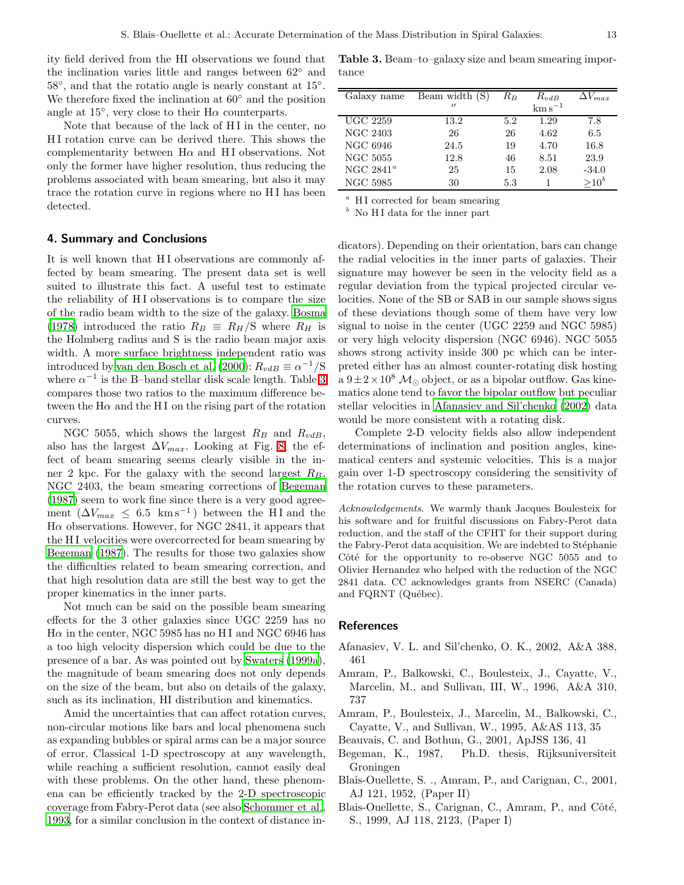ity field derived from the HI observations we found that the inclination varies little and ranges between 62° and 58°, and that the rotatio angle is nearly constant at 15°. We therefore fixed the inclination at 60° and the position angle at 15°, very close to their Hα counterparts.

Note that because of the lack of H I in the center, no H I rotation curve can be derived there. This shows the complementarity between Hα and H I observations. Not only the former have higher resolution, thus reducing the problems associated with beam smearing, but also it may trace the rotation curve in regions where no H I has been detected.

## 4. Summary and Conclusions

It is well known that H I observations are commonly affected by beam smearing. The present data set is well suited to illustrate this fact. A useful test to estimate the reliability of H I observations is to compare the size of the radio beam width to the size of the galaxy. Bosma (1978) introduced the ratio $R_B \equiv R_H/\mathrm{S}$ where $R_H$ is the Holmberg radius and S is the radio beam major axis width. A more surface brightness independent ratio was introduced by van den Bosch et al. (2000): $R_{vdB} \equiv \alpha^{-1}/\mathrm{S}$ where $\alpha^{-1}$ is the B–band stellar disk scale length. Table 3 compares those two ratios to the maximum difference between the Hα and the H I on the rising part of the rotation curves.

**Table 3.** Beam–to–galaxy size and beam smearing importance

| Galaxy name | Beam width (S) | $R_B$ | $R_{vdB}$ | $\Delta V_{max}$ |
|---|---|---|---|---|
| | $''$ | | $\mathrm{km\,s^{-1}}$ | |
| UGC 2259 | 13.2 | 5.2 | 1.29 | 7.8 |
| NGC 2403 | 26 | 26 | 4.62 | 6.5 |
| NGC 6946 | 24.5 | 19 | 4.70 | 16.8 |
| NGC 5055 | 12.8 | 46 | 8.51 | 23.9 |
| NGC 2841[a] | 25 | 15 | 2.08 | -34.0 |
| NGC 5985 | 30 | 5.3 | 1 | $\geq 10$[b] |

[a] H I corrected for beam smearing
[b] No H I data for the inner part

NGC 5055, which shows the largest $R_B$ and $R_{vdB}$, also has the largest $\Delta V_{max}$. Looking at Fig. 8, the effect of beam smearing seems clearly visible in the inner 2 kpc. For the galaxy with the second largest $R_B$, NGC 2403, the beam smearing corrections of Begeman (1987) seem to work fine since there is a very good agreement ($\Delta V_{max} \leq 6.5$ $\mathrm{km\,s^{-1}}$) between the H I and the Hα observations. However, for NGC 2841, it appears that the H I velocities were overcorrected for beam smearing by Begeman (1987). The results for those two galaxies show the difficulties related to beam smearing correction, and that high resolution data are still the best way to get the proper kinematics in the inner parts.

Not much can be said on the possible beam smearing effects for the 3 other galaxies since UGC 2259 has no Hα in the center, NGC 5985 has no H I and NGC 6946 has a too high velocity dispersion which could be due to the presence of a bar. As was pointed out by Swaters (1999a), the magnitude of beam smearing does not only depends on the size of the beam, but also on details of the galaxy, such as its inclination, HI distribution and kinematics.

Amid the uncertainties that can affect rotation curves, non-circular motions like bars and local phenomena such as expanding bubbles or spiral arms can be a major source of error. Classical 1-D spectroscopy at any wavelength, while reaching a sufficient resolution, cannot easily deal with these problems. On the other hand, these phenomena can be efficiently tracked by the 2-D spectroscopic coverage from Fabry-Perot data (see also Schommer et al., 1993, for a similar conclusion in the context of distance indicators). Depending on their orientation, bars can change the radial velocities in the inner parts of galaxies. Their signature may however be seen in the velocity field as a regular deviation from the typical projected circular velocities. None of the SB or SAB in our sample shows signs of these deviations though some of them have very low signal to noise in the center (UGC 2259 and NGC 5985) or very high velocity dispersion (NGC 6946). NGC 5055 shows strong activity inside 300 pc which can be interpreted either has an almost counter-rotating disk hosting a $9 \pm 2 \times 10^8$ $\mathcal{M}_\odot$ object, or as a bipolar outflow. Gas kinematics alone tend to favor the bipolar outflow but peculiar stellar velocities in Afanasiev and Sil'chenko (2002) data would be more consistent with a rotating disk.

Complete 2-D velocity fields also allow independent determinations of inclination and position angles, kinematical centers and systemic velocities. This is a major gain over 1-D spectroscopy considering the sensitivity of the rotation curves to these parameters.

*Acknowledgements.* We warmly thank Jacques Boulesteix for his software and for fruitful discussions on Fabry-Perot data reduction, and the staff of the CFHT for their support during the Fabry-Perot data acquisition. We are indebted to Stéphanie Côté for the opportunity to re-observe NGC 5055 and to Olivier Hernandez who helped with the reduction of the NGC 2841 data. CC acknowledges grants from NSERC (Canada) and FQRNT (Québec).

## References

Afanasiev, V. L. and Sil'chenko, O. K., 2002, A&A 388, 461

Amram, P., Balkowski, C., Boulesteix, J., Cayatte, V., Marcelin, M., and Sullivan, III, W., 1996, A&A 310, 737

Amram, P., Boulesteix, J., Marcelin, M., Balkowski, C., Cayatte, V., and Sullivan, W., 1995, A&AS 113, 35

Beauvais, C. and Bothun, G., 2001, ApJSS 136, 41

Begeman, K., 1987, Ph.D. thesis, Rijksuniversiteit Groningen

Blais-Ouellette, S. ., Amram, P., and Carignan, C., 2001, AJ 121, 1952, (Paper II)

Blais-Ouellette, S., Carignan, C., Amram, P., and Côté, S., 1999, AJ 118, 2123, (Paper I)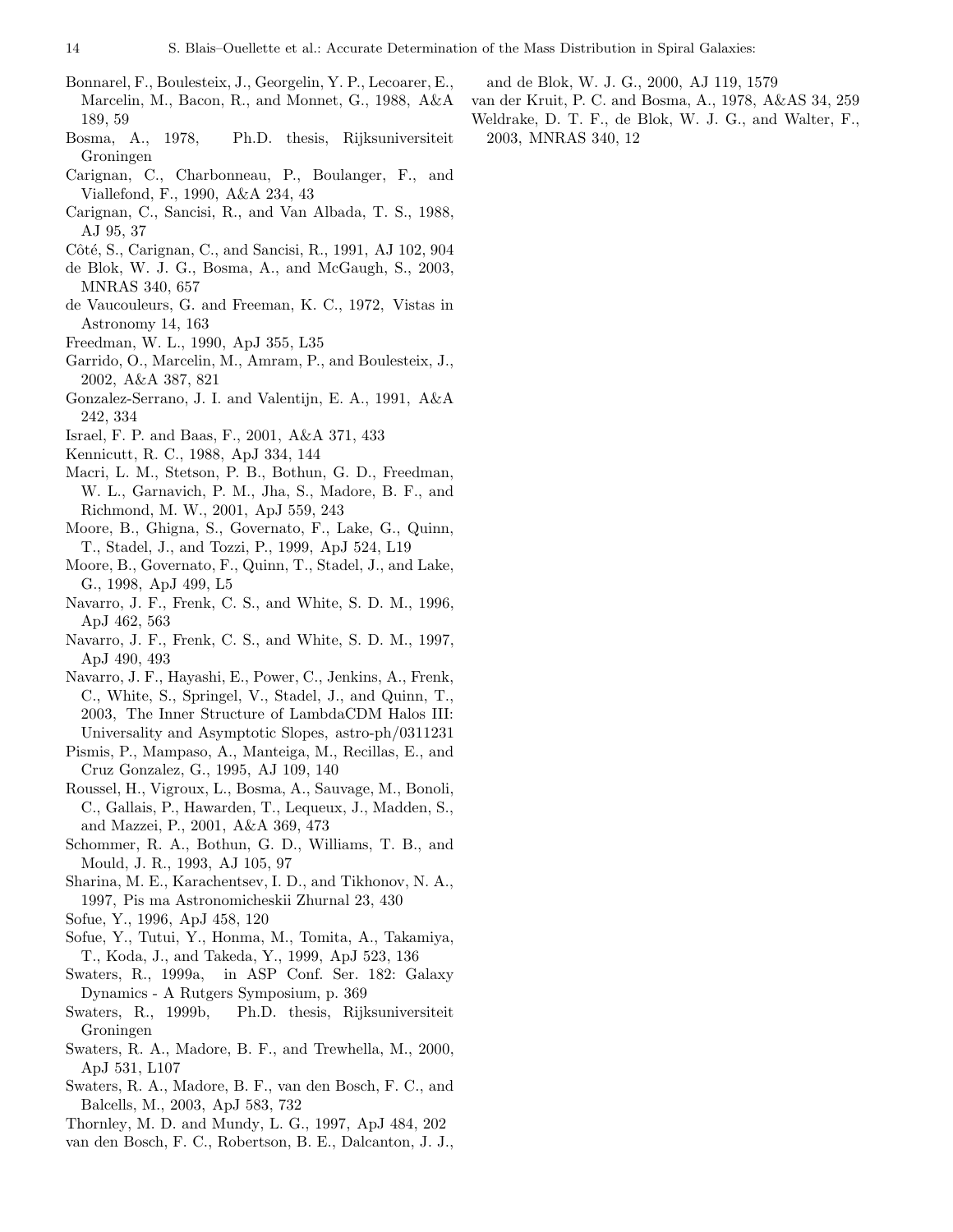Bonnarel, F., Boulesteix, J., Georgelin, Y. P., Lecoarer, E., Marcelin, M., Bacon, R., and Monnet, G., 1988, A&A 189, 59

Bosma, A., 1978, Ph.D. thesis, Rijksuniversiteit Groningen

Carignan, C., Charbonneau, P., Boulanger, F., and Viallefond, F., 1990, A&A 234, 43

Carignan, C., Sancisi, R., and Van Albada, T. S., 1988, AJ 95, 37

Côté, S., Carignan, C., and Sancisi, R., 1991, AJ 102, 904

de Blok, W. J. G., Bosma, A., and McGaugh, S., 2003, MNRAS 340, 657

de Vaucouleurs, G. and Freeman, K. C., 1972, Vistas in Astronomy 14, 163

Freedman, W. L., 1990, ApJ 355, L35

Garrido, O., Marcelin, M., Amram, P., and Boulesteix, J., 2002, A&A 387, 821

Gonzalez-Serrano, J. I. and Valentijn, E. A., 1991, A&A 242, 334

Israel, F. P. and Baas, F., 2001, A&A 371, 433

Kennicutt, R. C., 1988, ApJ 334, 144

Macri, L. M., Stetson, P. B., Bothun, G. D., Freedman, W. L., Garnavich, P. M., Jha, S., Madore, B. F., and Richmond, M. W., 2001, ApJ 559, 243

Moore, B., Ghigna, S., Governato, F., Lake, G., Quinn, T., Stadel, J., and Tozzi, P., 1999, ApJ 524, L19

Moore, B., Governato, F., Quinn, T., Stadel, J., and Lake, G., 1998, ApJ 499, L5

Navarro, J. F., Frenk, C. S., and White, S. D. M., 1996, ApJ 462, 563

Navarro, J. F., Frenk, C. S., and White, S. D. M., 1997, ApJ 490, 493

Navarro, J. F., Hayashi, E., Power, C., Jenkins, A., Frenk, C., White, S., Springel, V., Stadel, J., and Quinn, T., 2003, The Inner Structure of LambdaCDM Halos III: Universality and Asymptotic Slopes, astro-ph/0311231

Pismis, P., Mampaso, A., Manteiga, M., Recillas, E., and Cruz Gonzalez, G., 1995, AJ 109, 140

Roussel, H., Vigroux, L., Bosma, A., Sauvage, M., Bonoli, C., Gallais, P., Hawarden, T., Lequeux, J., Madden, S., and Mazzei, P., 2001, A&A 369, 473

Schommer, R. A., Bothun, G. D., Williams, T. B., and Mould, J. R., 1993, AJ 105, 97

Sharina, M. E., Karachentsev, I. D., and Tikhonov, N. A., 1997, Pis ma Astronomicheskii Zhurnal 23, 430

Sofue, Y., 1996, ApJ 458, 120

Sofue, Y., Tutui, Y., Honma, M., Tomita, A., Takamiya, T., Koda, J., and Takeda, Y., 1999, ApJ 523, 136

Swaters, R., 1999a, in ASP Conf. Ser. 182: Galaxy Dynamics - A Rutgers Symposium, p. 369

Swaters, R., 1999b, Ph.D. thesis, Rijksuniversiteit Groningen

Swaters, R. A., Madore, B. F., and Trewhella, M., 2000, ApJ 531, L107

Swaters, R. A., Madore, B. F., van den Bosch, F. C., and Balcells, M., 2003, ApJ 583, 732

Thornley, M. D. and Mundy, L. G., 1997, ApJ 484, 202

van den Bosch, F. C., Robertson, B. E., Dalcanton, J. J., and de Blok, W. J. G., 2000, AJ 119, 1579

van der Kruit, P. C. and Bosma, A., 1978, A&AS 34, 259

Weldrake, D. T. F., de Blok, W. J. G., and Walter, F., 2003, MNRAS 340, 12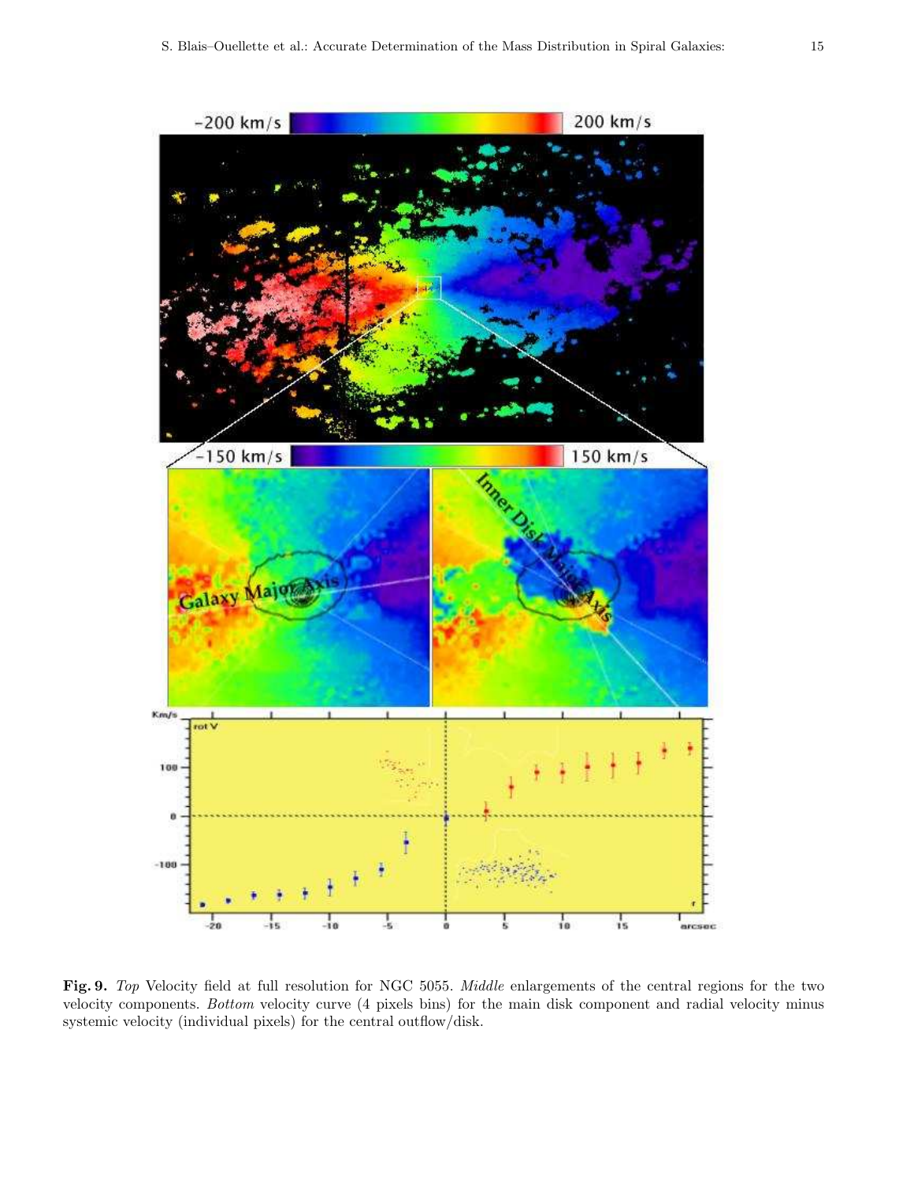**Fig. 9.** *Top* Velocity field at full resolution for NGC 5055. *Middle* enlargements of the central regions for the two velocity components. *Bottom* velocity curve (4 pixels bins) for the main disk component and radial velocity minus systemic velocity (individual pixels) for the central outflow/disk.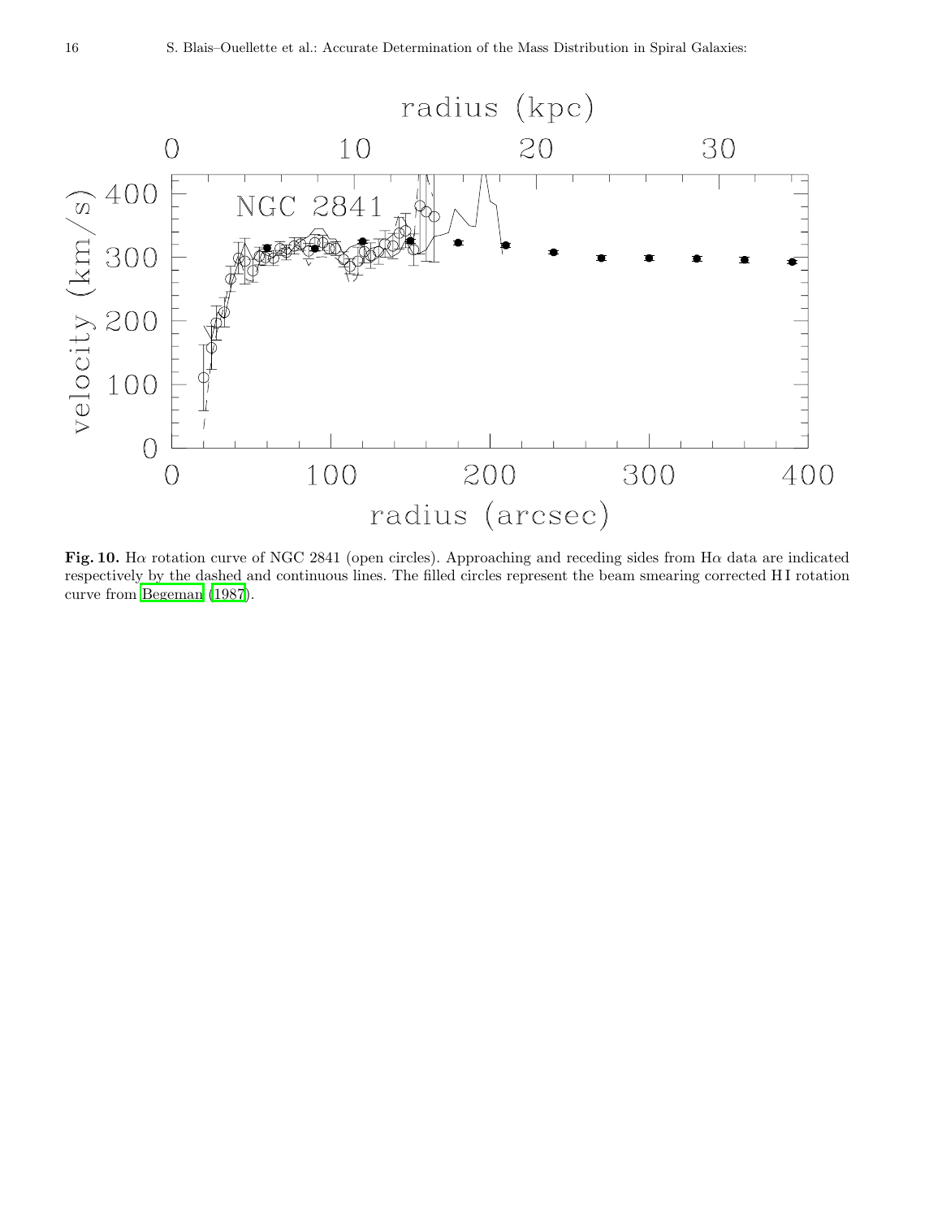Fig. 10. Hα rotation curve of NGC 2841 (open circles). Approaching and receding sides from Hα data are indicated respectively by the dashed and continuous lines. The filled circles represent the beam smearing corrected H I rotation curve from Begeman (1987).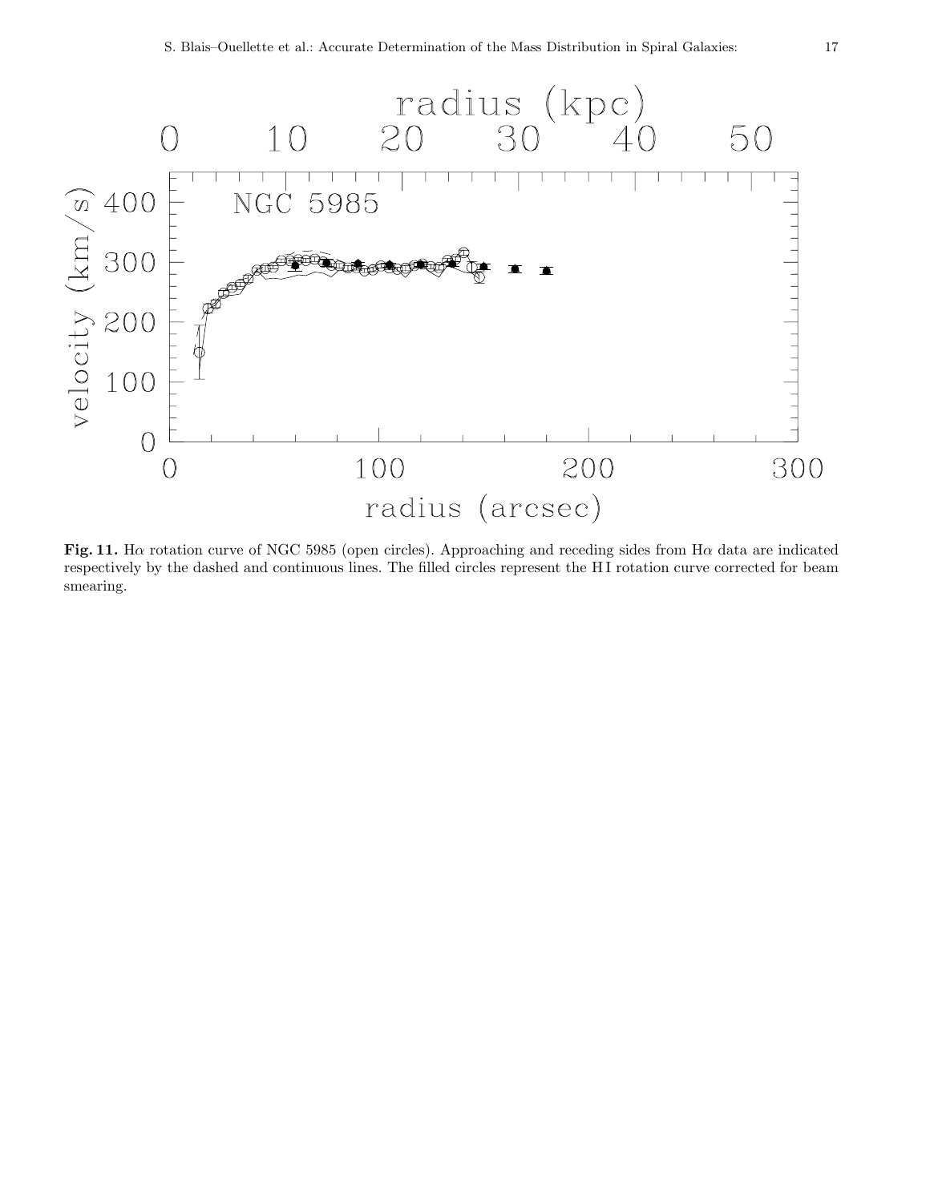**Fig. 11.** Hα rotation curve of NGC 5985 (open circles). Approaching and receding sides from Hα data are indicated respectively by the dashed and continuous lines. The filled circles represent the H I rotation curve corrected for beam smearing.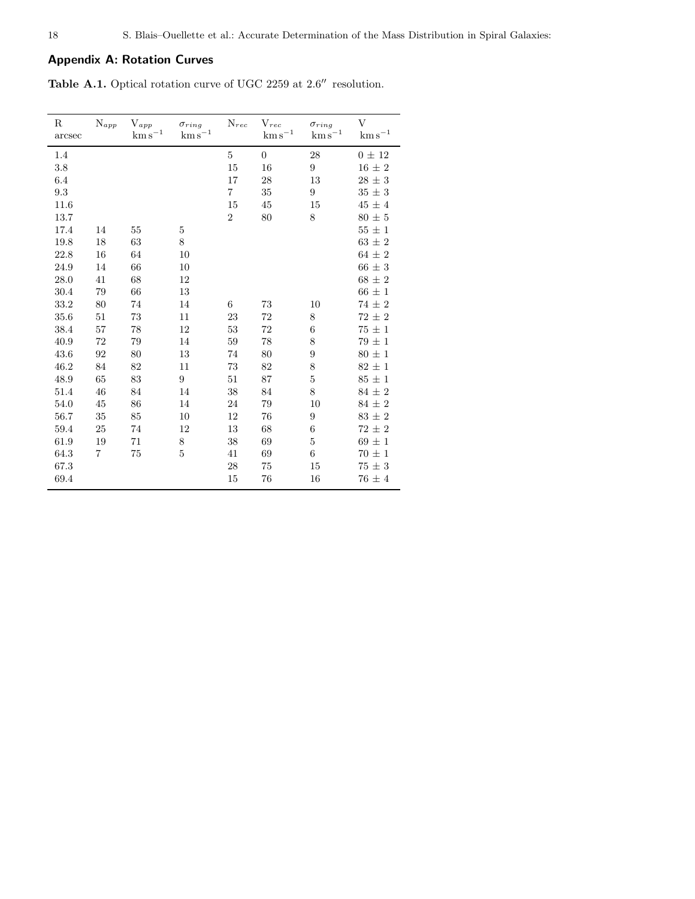## Appendix A: Rotation Curves

**Table A.1.** Optical rotation curve of UGC 2259 at 2.6″ resolution.

| R arcsec | $N_{app}$ | $V_{app}$ $\mathrm{km\,s^{-1}}$ | $\sigma_{ring}$ $\mathrm{km\,s^{-1}}$ | $N_{rec}$ | $V_{rec}$ $\mathrm{km\,s^{-1}}$ | $\sigma_{ring}$ $\mathrm{km\,s^{-1}}$ | V $\mathrm{km\,s^{-1}}$ |
|---|---|---|---|---|---|---|---|
| 1.4 | | | | 5 | 0 | 28 | $0 \pm 12$ |
| 3.8 | | | | 15 | 16 | 9 | $16 \pm 2$ |
| 6.4 | | | | 17 | 28 | 13 | $28 \pm 3$ |
| 9.3 | | | | 7 | 35 | 9 | $35 \pm 3$ |
| 11.6 | | | | 15 | 45 | 15 | $45 \pm 4$ |
| 13.7 | | | | 2 | 80 | 8 | $80 \pm 5$ |
| 17.4 | 14 | 55 | 5 | | | | $55 \pm 1$ |
| 19.8 | 18 | 63 | 8 | | | | $63 \pm 2$ |
| 22.8 | 16 | 64 | 10 | | | | $64 \pm 2$ |
| 24.9 | 14 | 66 | 10 | | | | $66 \pm 3$ |
| 28.0 | 41 | 68 | 12 | | | | $68 \pm 2$ |
| 30.4 | 79 | 66 | 13 | | | | $66 \pm 1$ |
| 33.2 | 80 | 74 | 14 | 6 | 73 | 10 | $74 \pm 2$ |
| 35.6 | 51 | 73 | 11 | 23 | 72 | 8 | $72 \pm 2$ |
| 38.4 | 57 | 78 | 12 | 53 | 72 | 6 | $75 \pm 1$ |
| 40.9 | 72 | 79 | 14 | 59 | 78 | 8 | $79 \pm 1$ |
| 43.6 | 92 | 80 | 13 | 74 | 80 | 9 | $80 \pm 1$ |
| 46.2 | 84 | 82 | 11 | 73 | 82 | 8 | $82 \pm 1$ |
| 48.9 | 65 | 83 | 9 | 51 | 87 | 5 | $85 \pm 1$ |
| 51.4 | 46 | 84 | 14 | 38 | 84 | 8 | $84 \pm 2$ |
| 54.0 | 45 | 86 | 14 | 24 | 79 | 10 | $84 \pm 2$ |
| 56.7 | 35 | 85 | 10 | 12 | 76 | 9 | $83 \pm 2$ |
| 59.4 | 25 | 74 | 12 | 13 | 68 | 6 | $72 \pm 2$ |
| 61.9 | 19 | 71 | 8 | 38 | 69 | 5 | $69 \pm 1$ |
| 64.3 | 7 | 75 | 5 | 41 | 69 | 6 | $70 \pm 1$ |
| 67.3 | | | | 28 | 75 | 15 | $75 \pm 3$ |
| 69.4 | | | | 15 | 76 | 16 | $76 \pm 4$ |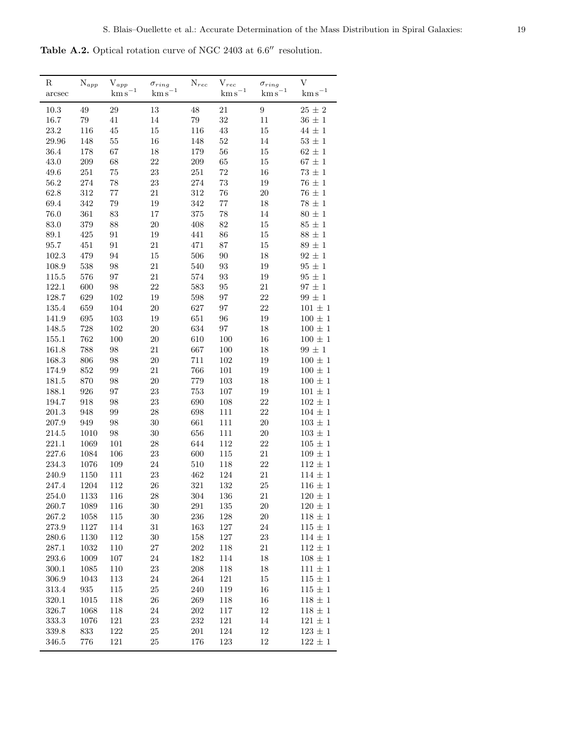**Table A.2.** Optical rotation curve of NGC 2403 at 6.6″ resolution.

| R arcsec | $N_{app}$ | $V_{app}$ $\mathrm{km\,s^{-1}}$ | $\sigma_{ring}$ $\mathrm{km\,s^{-1}}$ | $N_{rec}$ | $V_{rec}$ $\mathrm{km\,s^{-1}}$ | $\sigma_{ring}$ $\mathrm{km\,s^{-1}}$ | V $\mathrm{km\,s^{-1}}$ |
|---|---|---|---|---|---|---|---|
| 10.3 | 49 | 29 | 13 | 48 | 21 | 9 | $25 \pm 2$ |
| 16.7 | 79 | 41 | 14 | 79 | 32 | 11 | $36 \pm 1$ |
| 23.2 | 116 | 45 | 15 | 116 | 43 | 15 | $44 \pm 1$ |
| 29.96 | 148 | 55 | 16 | 148 | 52 | 14 | $53 \pm 1$ |
| 36.4 | 178 | 67 | 18 | 179 | 56 | 15 | $62 \pm 1$ |
| 43.0 | 209 | 68 | 22 | 209 | 65 | 15 | $67 \pm 1$ |
| 49.6 | 251 | 75 | 23 | 251 | 72 | 16 | $73 \pm 1$ |
| 56.2 | 274 | 78 | 23 | 274 | 73 | 19 | $76 \pm 1$ |
| 62.8 | 312 | 77 | 21 | 312 | 76 | 20 | $76 \pm 1$ |
| 69.4 | 342 | 79 | 19 | 342 | 77 | 18 | $78 \pm 1$ |
| 76.0 | 361 | 83 | 17 | 375 | 78 | 14 | $80 \pm 1$ |
| 83.0 | 379 | 88 | 20 | 408 | 82 | 15 | $85 \pm 1$ |
| 89.1 | 425 | 91 | 19 | 441 | 86 | 15 | $88 \pm 1$ |
| 95.7 | 451 | 91 | 21 | 471 | 87 | 15 | $89 \pm 1$ |
| 102.3 | 479 | 94 | 15 | 506 | 90 | 18 | $92 \pm 1$ |
| 108.9 | 538 | 98 | 21 | 540 | 93 | 19 | $95 \pm 1$ |
| 115.5 | 576 | 97 | 21 | 574 | 93 | 19 | $95 \pm 1$ |
| 122.1 | 600 | 98 | 22 | 583 | 95 | 21 | $97 \pm 1$ |
| 128.7 | 629 | 102 | 19 | 598 | 97 | 22 | $99 \pm 1$ |
| 135.4 | 659 | 104 | 20 | 627 | 97 | 22 | $101 \pm 1$ |
| 141.9 | 695 | 103 | 19 | 651 | 96 | 19 | $100 \pm 1$ |
| 148.5 | 728 | 102 | 20 | 634 | 97 | 18 | $100 \pm 1$ |
| 155.1 | 762 | 100 | 20 | 610 | 100 | 16 | $100 \pm 1$ |
| 161.8 | 788 | 98 | 21 | 667 | 100 | 18 | $99 \pm 1$ |
| 168.3 | 806 | 98 | 20 | 711 | 102 | 19 | $100 \pm 1$ |
| 174.9 | 852 | 99 | 21 | 766 | 101 | 19 | $100 \pm 1$ |
| 181.5 | 870 | 98 | 20 | 779 | 103 | 18 | $100 \pm 1$ |
| 188.1 | 926 | 97 | 23 | 753 | 107 | 19 | $101 \pm 1$ |
| 194.7 | 918 | 98 | 23 | 690 | 108 | 22 | $102 \pm 1$ |
| 201.3 | 948 | 99 | 28 | 698 | 111 | 22 | $104 \pm 1$ |
| 207.9 | 949 | 98 | 30 | 661 | 111 | 20 | $103 \pm 1$ |
| 214.5 | 1010 | 98 | 30 | 656 | 111 | 20 | $103 \pm 1$ |
| 221.1 | 1069 | 101 | 28 | 644 | 112 | 22 | $105 \pm 1$ |
| 227.6 | 1084 | 106 | 23 | 600 | 115 | 21 | $109 \pm 1$ |
| 234.3 | 1076 | 109 | 24 | 510 | 118 | 22 | $112 \pm 1$ |
| 240.9 | 1150 | 111 | 23 | 462 | 124 | 21 | $114 \pm 1$ |
| 247.4 | 1204 | 112 | 26 | 321 | 132 | 25 | $116 \pm 1$ |
| 254.0 | 1133 | 116 | 28 | 304 | 136 | 21 | $120 \pm 1$ |
| 260.7 | 1089 | 116 | 30 | 291 | 135 | 20 | $120 \pm 1$ |
| 267.2 | 1058 | 115 | 30 | 236 | 128 | 20 | $118 \pm 1$ |
| 273.9 | 1127 | 114 | 31 | 163 | 127 | 24 | $115 \pm 1$ |
| 280.6 | 1130 | 112 | 30 | 158 | 127 | 23 | $114 \pm 1$ |
| 287.1 | 1032 | 110 | 27 | 202 | 118 | 21 | $112 \pm 1$ |
| 293.6 | 1009 | 107 | 24 | 182 | 114 | 18 | $108 \pm 1$ |
| 300.1 | 1085 | 110 | 23 | 208 | 118 | 18 | $111 \pm 1$ |
| 306.9 | 1043 | 113 | 24 | 264 | 121 | 15 | $115 \pm 1$ |
| 313.4 | 935 | 115 | 25 | 240 | 119 | 16 | $115 \pm 1$ |
| 320.1 | 1015 | 118 | 26 | 269 | 118 | 16 | $118 \pm 1$ |
| 326.7 | 1068 | 118 | 24 | 202 | 117 | 12 | $118 \pm 1$ |
| 333.3 | 1076 | 121 | 23 | 232 | 121 | 14 | $121 \pm 1$ |
| 339.8 | 833 | 122 | 25 | 201 | 124 | 12 | $123 \pm 1$ |
| 346.5 | 776 | 121 | 25 | 176 | 123 | 12 | $122 \pm 1$ |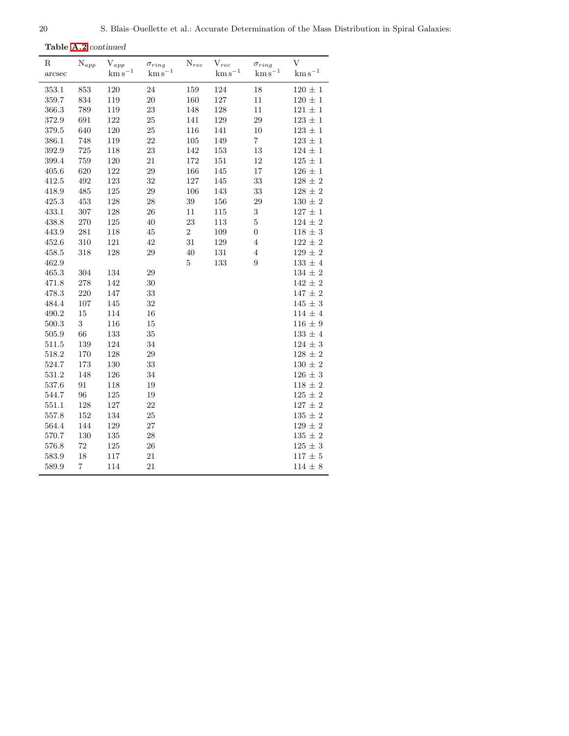**Table A.2** *continued*

| R arcsec | $N_{app}$ | $V_{app}$ $km\,s^{-1}$ | $\sigma_{ring}$ $km\,s^{-1}$ | $N_{rec}$ | $V_{rec}$ $km\,s^{-1}$ | $\sigma_{ring}$ $km\,s^{-1}$ | V $km\,s^{-1}$ |
|---|---|---|---|---|---|---|---|
| 353.1 | 853 | 120 | 24 | 159 | 124 | 18 | 120 ± 1 |
| 359.7 | 834 | 119 | 20 | 160 | 127 | 11 | 120 ± 1 |
| 366.3 | 789 | 119 | 23 | 148 | 128 | 11 | 121 ± 1 |
| 372.9 | 691 | 122 | 25 | 141 | 129 | 29 | 123 ± 1 |
| 379.5 | 640 | 120 | 25 | 116 | 141 | 10 | 123 ± 1 |
| 386.1 | 748 | 119 | 22 | 105 | 149 | 7 | 123 ± 1 |
| 392.9 | 725 | 118 | 23 | 142 | 153 | 13 | 124 ± 1 |
| 399.4 | 759 | 120 | 21 | 172 | 151 | 12 | 125 ± 1 |
| 405.6 | 620 | 122 | 29 | 166 | 145 | 17 | 126 ± 1 |
| 412.5 | 492 | 123 | 32 | 127 | 145 | 33 | 128 ± 2 |
| 418.9 | 485 | 125 | 29 | 106 | 143 | 33 | 128 ± 2 |
| 425.3 | 453 | 128 | 28 | 39 | 156 | 29 | 130 ± 2 |
| 433.1 | 307 | 128 | 26 | 11 | 115 | 3 | 127 ± 1 |
| 438.8 | 270 | 125 | 40 | 23 | 113 | 5 | 124 ± 2 |
| 443.9 | 281 | 118 | 45 | 2 | 109 | 0 | 118 ± 3 |
| 452.6 | 310 | 121 | 42 | 31 | 129 | 4 | 122 ± 2 |
| 458.5 | 318 | 128 | 29 | 40 | 131 | 4 | 129 ± 2 |
| 462.9 | | | | 5 | 133 | 9 | 133 ± 4 |
| 465.3 | 304 | 134 | 29 | | | | 134 ± 2 |
| 471.8 | 278 | 142 | 30 | | | | 142 ± 2 |
| 478.3 | 220 | 147 | 33 | | | | 147 ± 2 |
| 484.4 | 107 | 145 | 32 | | | | 145 ± 3 |
| 490.2 | 15 | 114 | 16 | | | | 114 ± 4 |
| 500.3 | 3 | 116 | 15 | | | | 116 ± 9 |
| 505.9 | 66 | 133 | 35 | | | | 133 ± 4 |
| 511.5 | 139 | 124 | 34 | | | | 124 ± 3 |
| 518.2 | 170 | 128 | 29 | | | | 128 ± 2 |
| 524.7 | 173 | 130 | 33 | | | | 130 ± 2 |
| 531.2 | 148 | 126 | 34 | | | | 126 ± 3 |
| 537.6 | 91 | 118 | 19 | | | | 118 ± 2 |
| 544.7 | 96 | 125 | 19 | | | | 125 ± 2 |
| 551.1 | 128 | 127 | 22 | | | | 127 ± 2 |
| 557.8 | 152 | 134 | 25 | | | | 135 ± 2 |
| 564.4 | 144 | 129 | 27 | | | | 129 ± 2 |
| 570.7 | 130 | 135 | 28 | | | | 135 ± 2 |
| 576.8 | 72 | 125 | 26 | | | | 125 ± 3 |
| 583.9 | 18 | 117 | 21 | | | | 117 ± 5 |
| 589.9 | 7 | 114 | 21 | | | | 114 ± 8 |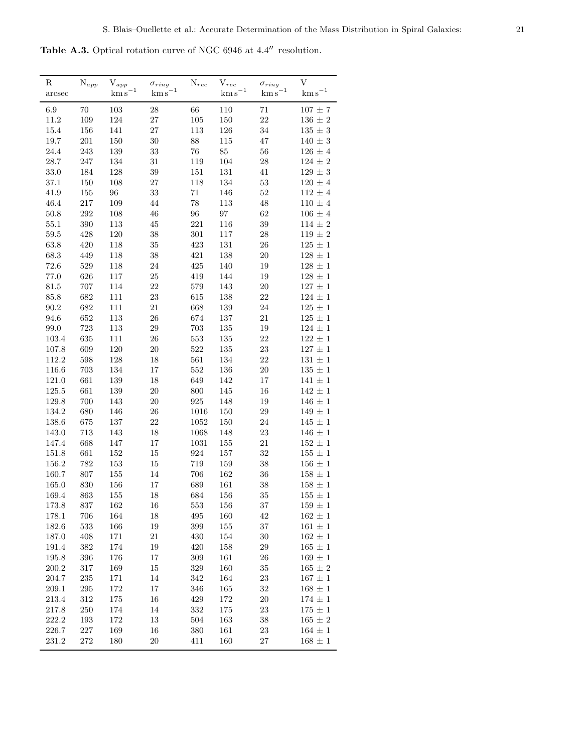**Table A.3.** Optical rotation curve of NGC 6946 at 4.4″ resolution.

| R arcsec | $N_{app}$ | $V_{app}$ $km\,s^{-1}$ | $\sigma_{ring}$ $km\,s^{-1}$ | $N_{rec}$ | $V_{rec}$ $km\,s^{-1}$ | $\sigma_{ring}$ $km\,s^{-1}$ | V $km\,s^{-1}$ |
|---|---|---|---|---|---|---|---|
| 6.9 | 70 | 103 | 28 | 66 | 110 | 71 | 107 ± 7 |
| 11.2 | 109 | 124 | 27 | 105 | 150 | 22 | 136 ± 2 |
| 15.4 | 156 | 141 | 27 | 113 | 126 | 34 | 135 ± 3 |
| 19.7 | 201 | 150 | 30 | 88 | 115 | 47 | 140 ± 3 |
| 24.4 | 243 | 139 | 33 | 76 | 85 | 56 | 126 ± 4 |
| 28.7 | 247 | 134 | 31 | 119 | 104 | 28 | 124 ± 2 |
| 33.0 | 184 | 128 | 39 | 151 | 131 | 41 | 129 ± 3 |
| 37.1 | 150 | 108 | 27 | 118 | 134 | 53 | 120 ± 4 |
| 41.9 | 155 | 96 | 33 | 71 | 146 | 52 | 112 ± 4 |
| 46.4 | 217 | 109 | 44 | 78 | 113 | 48 | 110 ± 4 |
| 50.8 | 292 | 108 | 46 | 96 | 97 | 62 | 106 ± 4 |
| 55.1 | 390 | 113 | 45 | 221 | 116 | 39 | 114 ± 2 |
| 59.5 | 428 | 120 | 38 | 301 | 117 | 28 | 119 ± 2 |
| 63.8 | 420 | 118 | 35 | 423 | 131 | 26 | 125 ± 1 |
| 68.3 | 449 | 118 | 38 | 421 | 138 | 20 | 128 ± 1 |
| 72.6 | 529 | 118 | 24 | 425 | 140 | 19 | 128 ± 1 |
| 77.0 | 626 | 117 | 25 | 419 | 144 | 19 | 128 ± 1 |
| 81.5 | 707 | 114 | 22 | 579 | 143 | 20 | 127 ± 1 |
| 85.8 | 682 | 111 | 23 | 615 | 138 | 22 | 124 ± 1 |
| 90.2 | 682 | 111 | 21 | 668 | 139 | 24 | 125 ± 1 |
| 94.6 | 652 | 113 | 26 | 674 | 137 | 21 | 125 ± 1 |
| 99.0 | 723 | 113 | 29 | 703 | 135 | 19 | 124 ± 1 |
| 103.4 | 635 | 111 | 26 | 553 | 135 | 22 | 122 ± 1 |
| 107.8 | 609 | 120 | 20 | 522 | 135 | 23 | 127 ± 1 |
| 112.2 | 598 | 128 | 18 | 561 | 134 | 22 | 131 ± 1 |
| 116.6 | 703 | 134 | 17 | 552 | 136 | 20 | 135 ± 1 |
| 121.0 | 661 | 139 | 18 | 649 | 142 | 17 | 141 ± 1 |
| 125.5 | 661 | 139 | 20 | 800 | 145 | 16 | 142 ± 1 |
| 129.8 | 700 | 143 | 20 | 925 | 148 | 19 | 146 ± 1 |
| 134.2 | 680 | 146 | 26 | 1016 | 150 | 29 | 149 ± 1 |
| 138.6 | 675 | 137 | 22 | 1052 | 150 | 24 | 145 ± 1 |
| 143.0 | 713 | 143 | 18 | 1068 | 148 | 23 | 146 ± 1 |
| 147.4 | 668 | 147 | 17 | 1031 | 155 | 21 | 152 ± 1 |
| 151.8 | 661 | 152 | 15 | 924 | 157 | 32 | 155 ± 1 |
| 156.2 | 782 | 153 | 15 | 719 | 159 | 38 | 156 ± 1 |
| 160.7 | 807 | 155 | 14 | 706 | 162 | 36 | 158 ± 1 |
| 165.0 | 830 | 156 | 17 | 689 | 161 | 38 | 158 ± 1 |
| 169.4 | 863 | 155 | 18 | 684 | 156 | 35 | 155 ± 1 |
| 173.8 | 837 | 162 | 16 | 553 | 156 | 37 | 159 ± 1 |
| 178.1 | 706 | 164 | 18 | 495 | 160 | 42 | 162 ± 1 |
| 182.6 | 533 | 166 | 19 | 399 | 155 | 37 | 161 ± 1 |
| 187.0 | 408 | 171 | 21 | 430 | 154 | 30 | 162 ± 1 |
| 191.4 | 382 | 174 | 19 | 420 | 158 | 29 | 165 ± 1 |
| 195.8 | 396 | 176 | 17 | 309 | 161 | 26 | 169 ± 1 |
| 200.2 | 317 | 169 | 15 | 329 | 160 | 35 | 165 ± 2 |
| 204.7 | 235 | 171 | 14 | 342 | 164 | 23 | 167 ± 1 |
| 209.1 | 295 | 172 | 17 | 346 | 165 | 32 | 168 ± 1 |
| 213.4 | 312 | 175 | 16 | 429 | 172 | 20 | 174 ± 1 |
| 217.8 | 250 | 174 | 14 | 332 | 175 | 23 | 175 ± 1 |
| 222.2 | 193 | 172 | 13 | 504 | 163 | 38 | 165 ± 2 |
| 226.7 | 227 | 169 | 16 | 380 | 161 | 23 | 164 ± 1 |
| 231.2 | 272 | 180 | 20 | 411 | 160 | 27 | 168 ± 1 |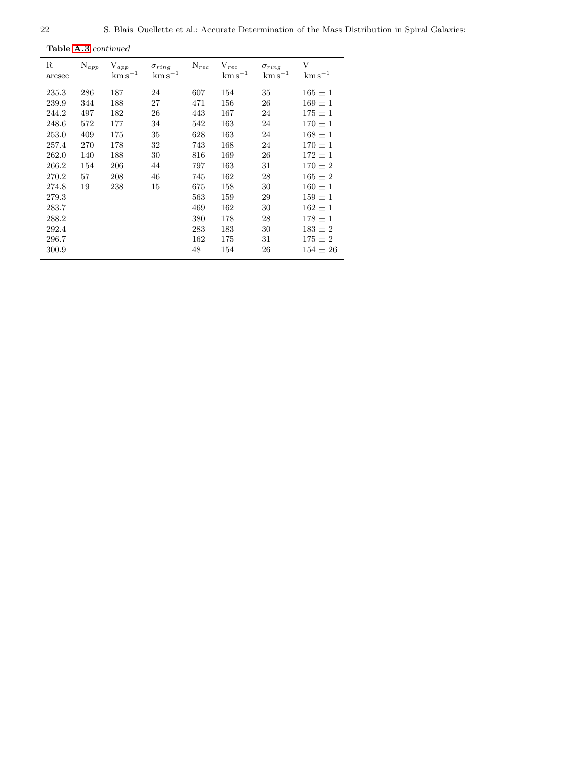**Table A.3** *continued*

| R arcsec | $N_{app}$ | $V_{app}$ $km\,s^{-1}$ | $\sigma_{ring}$ $km\,s^{-1}$ | $N_{rec}$ | $V_{rec}$ $km\,s^{-1}$ | $\sigma_{ring}$ $km\,s^{-1}$ | V $km\,s^{-1}$ |
|---|---|---|---|---|---|---|---|
| 235.3 | 286 | 187 | 24 | 607 | 154 | 35 | $165 \pm 1$ |
| 239.9 | 344 | 188 | 27 | 471 | 156 | 26 | $169 \pm 1$ |
| 244.2 | 497 | 182 | 26 | 443 | 167 | 24 | $175 \pm 1$ |
| 248.6 | 572 | 177 | 34 | 542 | 163 | 24 | $170 \pm 1$ |
| 253.0 | 409 | 175 | 35 | 628 | 163 | 24 | $168 \pm 1$ |
| 257.4 | 270 | 178 | 32 | 743 | 168 | 24 | $170 \pm 1$ |
| 262.0 | 140 | 188 | 30 | 816 | 169 | 26 | $172 \pm 1$ |
| 266.2 | 154 | 206 | 44 | 797 | 163 | 31 | $170 \pm 2$ |
| 270.2 | 57 | 208 | 46 | 745 | 162 | 28 | $165 \pm 2$ |
| 274.8 | 19 | 238 | 15 | 675 | 158 | 30 | $160 \pm 1$ |
| 279.3 | | | | 563 | 159 | 29 | $159 \pm 1$ |
| 283.7 | | | | 469 | 162 | 30 | $162 \pm 1$ |
| 288.2 | | | | 380 | 178 | 28 | $178 \pm 1$ |
| 292.4 | | | | 283 | 183 | 30 | $183 \pm 2$ |
| 296.7 | | | | 162 | 175 | 31 | $175 \pm 2$ |
| 300.9 | | | | 48 | 154 | 26 | $154 \pm 26$ |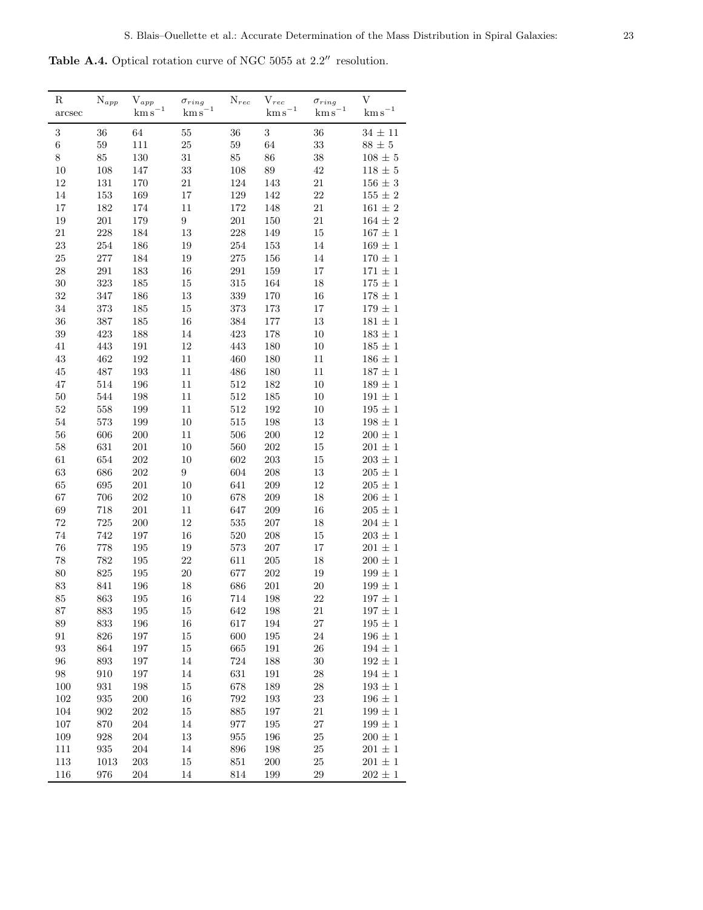**Table A.4.** Optical rotation curve of NGC 5055 at 2.2″ resolution.

| R<br>arcsec | $N_{app}$ | $V_{app}$<br>$km\,s^{-1}$ | $\sigma_{ring}$<br>$km\,s^{-1}$ | $N_{rec}$ | $V_{rec}$<br>$km\,s^{-1}$ | $\sigma_{ring}$<br>$km\,s^{-1}$ | V<br>$km\,s^{-1}$ |
|---|---|---|---|---|---|---|---|
| 3 | 36 | 64 | 55 | 36 | 3 | 36 | 34 ± 11 |
| 6 | 59 | 111 | 25 | 59 | 64 | 33 | 88 ± 5 |
| 8 | 85 | 130 | 31 | 85 | 86 | 38 | 108 ± 5 |
| 10 | 108 | 147 | 33 | 108 | 89 | 42 | 118 ± 5 |
| 12 | 131 | 170 | 21 | 124 | 143 | 21 | 156 ± 3 |
| 14 | 153 | 169 | 17 | 129 | 142 | 22 | 155 ± 2 |
| 17 | 182 | 174 | 11 | 172 | 148 | 21 | 161 ± 2 |
| 19 | 201 | 179 | 9 | 201 | 150 | 21 | 164 ± 2 |
| 21 | 228 | 184 | 13 | 228 | 149 | 15 | 167 ± 1 |
| 23 | 254 | 186 | 19 | 254 | 153 | 14 | 169 ± 1 |
| 25 | 277 | 184 | 19 | 275 | 156 | 14 | 170 ± 1 |
| 28 | 291 | 183 | 16 | 291 | 159 | 17 | 171 ± 1 |
| 30 | 323 | 185 | 15 | 315 | 164 | 18 | 175 ± 1 |
| 32 | 347 | 186 | 13 | 339 | 170 | 16 | 178 ± 1 |
| 34 | 373 | 185 | 15 | 373 | 173 | 17 | 179 ± 1 |
| 36 | 387 | 185 | 16 | 384 | 177 | 13 | 181 ± 1 |
| 39 | 423 | 188 | 14 | 423 | 178 | 10 | 183 ± 1 |
| 41 | 443 | 191 | 12 | 443 | 180 | 10 | 185 ± 1 |
| 43 | 462 | 192 | 11 | 460 | 180 | 11 | 186 ± 1 |
| 45 | 487 | 193 | 11 | 486 | 180 | 11 | 187 ± 1 |
| 47 | 514 | 196 | 11 | 512 | 182 | 10 | 189 ± 1 |
| 50 | 544 | 198 | 11 | 512 | 185 | 10 | 191 ± 1 |
| 52 | 558 | 199 | 11 | 512 | 192 | 10 | 195 ± 1 |
| 54 | 573 | 199 | 10 | 515 | 198 | 13 | 198 ± 1 |
| 56 | 606 | 200 | 11 | 506 | 200 | 12 | 200 ± 1 |
| 58 | 631 | 201 | 10 | 560 | 202 | 15 | 201 ± 1 |
| 61 | 654 | 202 | 10 | 602 | 203 | 15 | 203 ± 1 |
| 63 | 686 | 202 | 9 | 604 | 208 | 13 | 205 ± 1 |
| 65 | 695 | 201 | 10 | 641 | 209 | 12 | 205 ± 1 |
| 67 | 706 | 202 | 10 | 678 | 209 | 18 | 206 ± 1 |
| 69 | 718 | 201 | 11 | 647 | 209 | 16 | 205 ± 1 |
| 72 | 725 | 200 | 12 | 535 | 207 | 18 | 204 ± 1 |
| 74 | 742 | 197 | 16 | 520 | 208 | 15 | 203 ± 1 |
| 76 | 778 | 195 | 19 | 573 | 207 | 17 | 201 ± 1 |
| 78 | 782 | 195 | 22 | 611 | 205 | 18 | 200 ± 1 |
| 80 | 825 | 195 | 20 | 677 | 202 | 19 | 199 ± 1 |
| 83 | 841 | 196 | 18 | 686 | 201 | 20 | 199 ± 1 |
| 85 | 863 | 195 | 16 | 714 | 198 | 22 | 197 ± 1 |
| 87 | 883 | 195 | 15 | 642 | 198 | 21 | 197 ± 1 |
| 89 | 833 | 196 | 16 | 617 | 194 | 27 | 195 ± 1 |
| 91 | 826 | 197 | 15 | 600 | 195 | 24 | 196 ± 1 |
| 93 | 864 | 197 | 15 | 665 | 191 | 26 | 194 ± 1 |
| 96 | 893 | 197 | 14 | 724 | 188 | 30 | 192 ± 1 |
| 98 | 910 | 197 | 14 | 631 | 191 | 28 | 194 ± 1 |
| 100 | 931 | 198 | 15 | 678 | 189 | 28 | 193 ± 1 |
| 102 | 935 | 200 | 16 | 792 | 193 | 23 | 196 ± 1 |
| 104 | 902 | 202 | 15 | 885 | 197 | 21 | 199 ± 1 |
| 107 | 870 | 204 | 14 | 977 | 195 | 27 | 199 ± 1 |
| 109 | 928 | 204 | 13 | 955 | 196 | 25 | 200 ± 1 |
| 111 | 935 | 204 | 14 | 896 | 198 | 25 | 201 ± 1 |
| 113 | 1013 | 203 | 15 | 851 | 200 | 25 | 201 ± 1 |
| 116 | 976 | 204 | 14 | 814 | 199 | 29 | 202 ± 1 |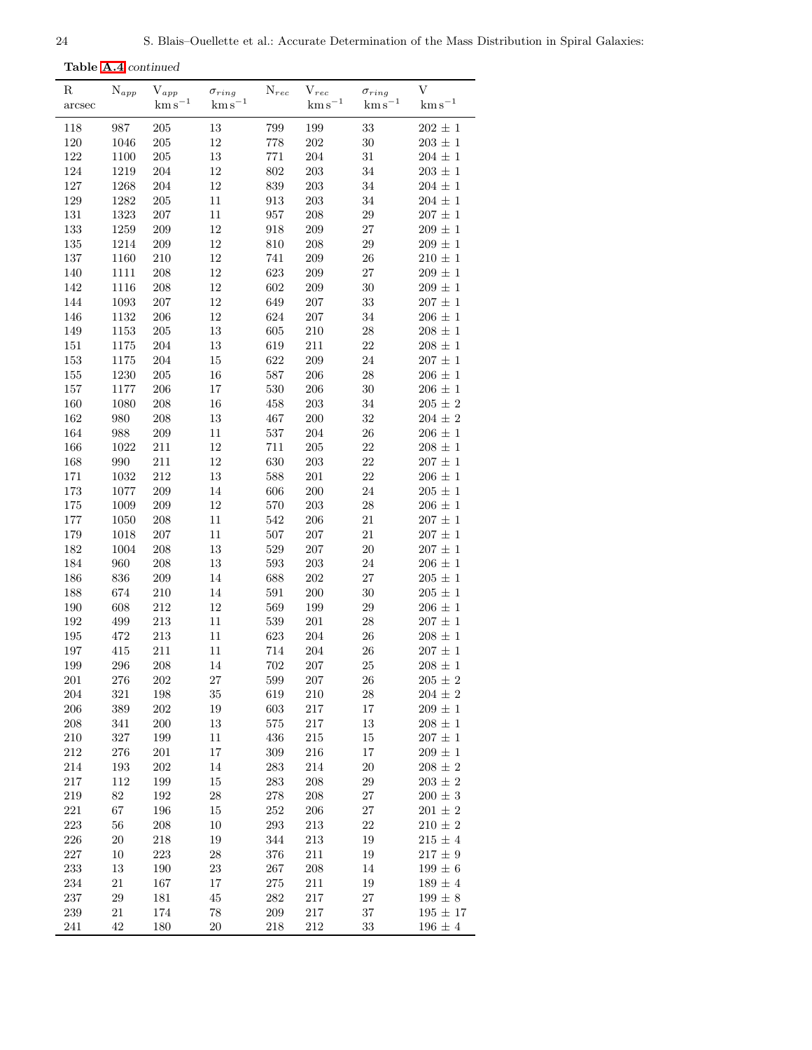**Table A.4** *continued*

| R arcsec | $N_{app}$ | $V_{app}$ $km\,s^{-1}$ | $\sigma_{ring}$ $km\,s^{-1}$ | $N_{rec}$ | $V_{rec}$ $km\,s^{-1}$ | $\sigma_{ring}$ $km\,s^{-1}$ | V $km\,s^{-1}$ |
|---|---|---|---|---|---|---|---|
| 118 | 987 | 205 | 13 | 799 | 199 | 33 | 202 ± 1 |
| 120 | 1046 | 205 | 12 | 778 | 202 | 30 | 203 ± 1 |
| 122 | 1100 | 205 | 13 | 771 | 204 | 31 | 204 ± 1 |
| 124 | 1219 | 204 | 12 | 802 | 203 | 34 | 203 ± 1 |
| 127 | 1268 | 204 | 12 | 839 | 203 | 34 | 204 ± 1 |
| 129 | 1282 | 205 | 11 | 913 | 203 | 34 | 204 ± 1 |
| 131 | 1323 | 207 | 11 | 957 | 208 | 29 | 207 ± 1 |
| 133 | 1259 | 209 | 12 | 918 | 209 | 27 | 209 ± 1 |
| 135 | 1214 | 209 | 12 | 810 | 208 | 29 | 209 ± 1 |
| 137 | 1160 | 210 | 12 | 741 | 209 | 26 | 210 ± 1 |
| 140 | 1111 | 208 | 12 | 623 | 209 | 27 | 209 ± 1 |
| 142 | 1116 | 208 | 12 | 602 | 209 | 30 | 209 ± 1 |
| 144 | 1093 | 207 | 12 | 649 | 207 | 33 | 207 ± 1 |
| 146 | 1132 | 206 | 12 | 624 | 207 | 34 | 206 ± 1 |
| 149 | 1153 | 205 | 13 | 605 | 210 | 28 | 208 ± 1 |
| 151 | 1175 | 204 | 13 | 619 | 211 | 22 | 208 ± 1 |
| 153 | 1175 | 204 | 15 | 622 | 209 | 24 | 207 ± 1 |
| 155 | 1230 | 205 | 16 | 587 | 206 | 28 | 206 ± 1 |
| 157 | 1177 | 206 | 17 | 530 | 206 | 30 | 206 ± 1 |
| 160 | 1080 | 208 | 16 | 458 | 203 | 34 | 205 ± 2 |
| 162 | 980 | 208 | 13 | 467 | 200 | 32 | 204 ± 2 |
| 164 | 988 | 209 | 11 | 537 | 204 | 26 | 206 ± 1 |
| 166 | 1022 | 211 | 12 | 711 | 205 | 22 | 208 ± 1 |
| 168 | 990 | 211 | 12 | 630 | 203 | 22 | 207 ± 1 |
| 171 | 1032 | 212 | 13 | 588 | 201 | 22 | 206 ± 1 |
| 173 | 1077 | 209 | 14 | 606 | 200 | 24 | 205 ± 1 |
| 175 | 1009 | 209 | 12 | 570 | 203 | 28 | 206 ± 1 |
| 177 | 1050 | 208 | 11 | 542 | 206 | 21 | 207 ± 1 |
| 179 | 1018 | 207 | 11 | 507 | 207 | 21 | 207 ± 1 |
| 182 | 1004 | 208 | 13 | 529 | 207 | 20 | 207 ± 1 |
| 184 | 960 | 208 | 13 | 593 | 203 | 24 | 206 ± 1 |
| 186 | 836 | 209 | 14 | 688 | 202 | 27 | 205 ± 1 |
| 188 | 674 | 210 | 14 | 591 | 200 | 30 | 205 ± 1 |
| 190 | 608 | 212 | 12 | 569 | 199 | 29 | 206 ± 1 |
| 192 | 499 | 213 | 11 | 539 | 201 | 28 | 207 ± 1 |
| 195 | 472 | 213 | 11 | 623 | 204 | 26 | 208 ± 1 |
| 197 | 415 | 211 | 11 | 714 | 204 | 26 | 207 ± 1 |
| 199 | 296 | 208 | 14 | 702 | 207 | 25 | 208 ± 1 |
| 201 | 276 | 202 | 27 | 599 | 207 | 26 | 205 ± 2 |
| 204 | 321 | 198 | 35 | 619 | 210 | 28 | 204 ± 2 |
| 206 | 389 | 202 | 19 | 603 | 217 | 17 | 209 ± 1 |
| 208 | 341 | 200 | 13 | 575 | 217 | 13 | 208 ± 1 |
| 210 | 327 | 199 | 11 | 436 | 215 | 15 | 207 ± 1 |
| 212 | 276 | 201 | 17 | 309 | 216 | 17 | 209 ± 1 |
| 214 | 193 | 202 | 14 | 283 | 214 | 20 | 208 ± 2 |
| 217 | 112 | 199 | 15 | 283 | 208 | 29 | 203 ± 2 |
| 219 | 82 | 192 | 28 | 278 | 208 | 27 | 200 ± 3 |
| 221 | 67 | 196 | 15 | 252 | 206 | 27 | 201 ± 2 |
| 223 | 56 | 208 | 10 | 293 | 213 | 22 | 210 ± 2 |
| 226 | 20 | 218 | 19 | 344 | 213 | 19 | 215 ± 4 |
| 227 | 10 | 223 | 28 | 376 | 211 | 19 | 217 ± 9 |
| 233 | 13 | 190 | 23 | 267 | 208 | 14 | 199 ± 6 |
| 234 | 21 | 167 | 17 | 275 | 211 | 19 | 189 ± 4 |
| 237 | 29 | 181 | 45 | 282 | 217 | 27 | 199 ± 8 |
| 239 | 21 | 174 | 78 | 209 | 217 | 37 | 195 ± 17 |
| 241 | 42 | 180 | 20 | 218 | 212 | 33 | 196 ± 4 |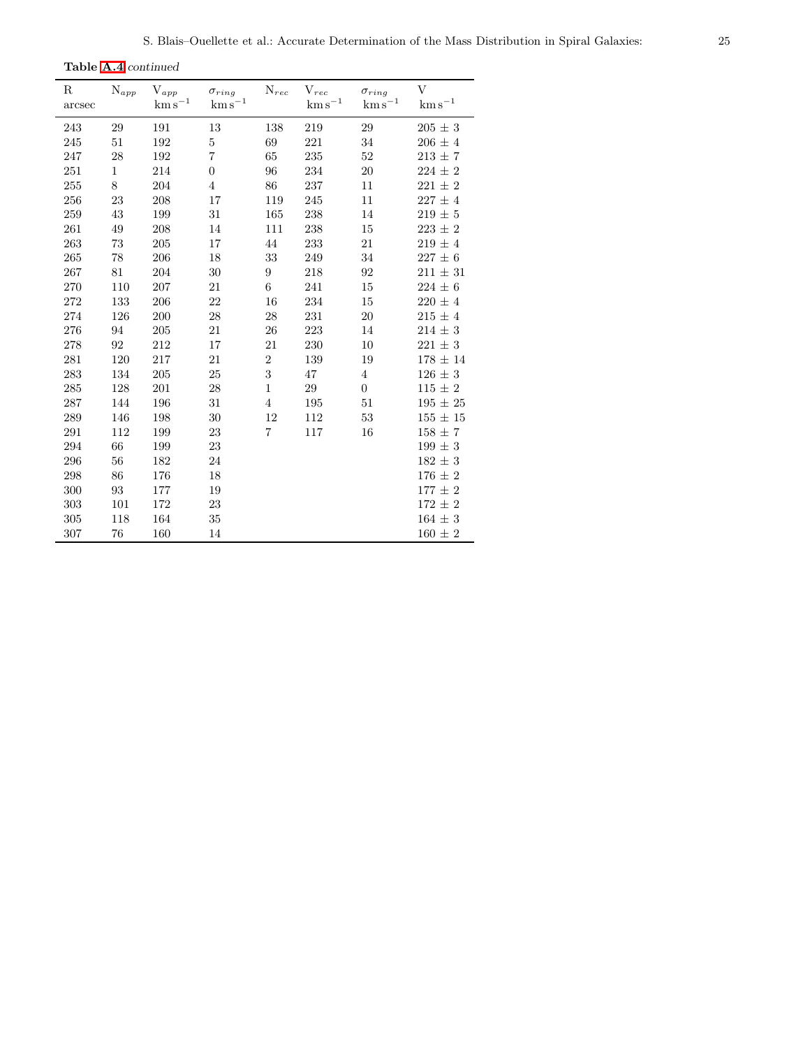**Table A.4** *continued*

| R arcsec | $N_{app}$ | $V_{app}$ $km\,s^{-1}$ | $\sigma_{ring}$ $km\,s^{-1}$ | $N_{rec}$ | $V_{rec}$ $km\,s^{-1}$ | $\sigma_{ring}$ $km\,s^{-1}$ | V $km\,s^{-1}$ |
|---|---|---|---|---|---|---|---|
| 243 | 29 | 191 | 13 | 138 | 219 | 29 | 205 ± 3 |
| 245 | 51 | 192 | 5 | 69 | 221 | 34 | 206 ± 4 |
| 247 | 28 | 192 | 7 | 65 | 235 | 52 | 213 ± 7 |
| 251 | 1 | 214 | 0 | 96 | 234 | 20 | 224 ± 2 |
| 255 | 8 | 204 | 4 | 86 | 237 | 11 | 221 ± 2 |
| 256 | 23 | 208 | 17 | 119 | 245 | 11 | 227 ± 4 |
| 259 | 43 | 199 | 31 | 165 | 238 | 14 | 219 ± 5 |
| 261 | 49 | 208 | 14 | 111 | 238 | 15 | 223 ± 2 |
| 263 | 73 | 205 | 17 | 44 | 233 | 21 | 219 ± 4 |
| 265 | 78 | 206 | 18 | 33 | 249 | 34 | 227 ± 6 |
| 267 | 81 | 204 | 30 | 9 | 218 | 92 | 211 ± 31 |
| 270 | 110 | 207 | 21 | 6 | 241 | 15 | 224 ± 6 |
| 272 | 133 | 206 | 22 | 16 | 234 | 15 | 220 ± 4 |
| 274 | 126 | 200 | 28 | 28 | 231 | 20 | 215 ± 4 |
| 276 | 94 | 205 | 21 | 26 | 223 | 14 | 214 ± 3 |
| 278 | 92 | 212 | 17 | 21 | 230 | 10 | 221 ± 3 |
| 281 | 120 | 217 | 21 | 2 | 139 | 19 | 178 ± 14 |
| 283 | 134 | 205 | 25 | 3 | 47 | 4 | 126 ± 3 |
| 285 | 128 | 201 | 28 | 1 | 29 | 0 | 115 ± 2 |
| 287 | 144 | 196 | 31 | 4 | 195 | 51 | 195 ± 25 |
| 289 | 146 | 198 | 30 | 12 | 112 | 53 | 155 ± 15 |
| 291 | 112 | 199 | 23 | 7 | 117 | 16 | 158 ± 7 |
| 294 | 66 | 199 | 23 | | | | 199 ± 3 |
| 296 | 56 | 182 | 24 | | | | 182 ± 3 |
| 298 | 86 | 176 | 18 | | | | 176 ± 2 |
| 300 | 93 | 177 | 19 | | | | 177 ± 2 |
| 303 | 101 | 172 | 23 | | | | 172 ± 2 |
| 305 | 118 | 164 | 35 | | | | 164 ± 3 |
| 307 | 76 | 160 | 14 | | | | 160 ± 2 |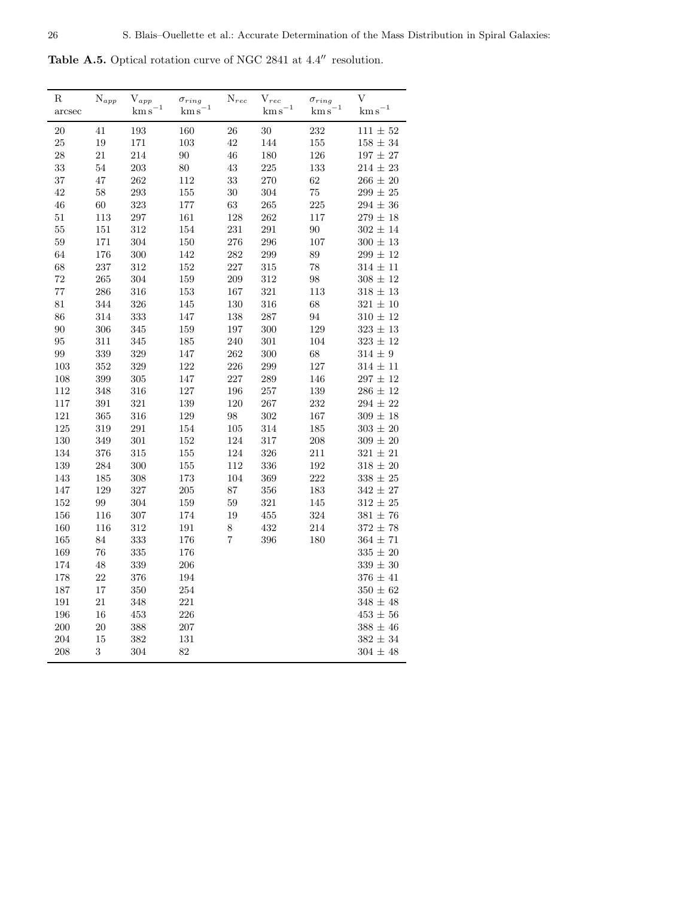**Table A.5.** Optical rotation curve of NGC 2841 at 4.4″ resolution.

| R arcsec | $N_{app}$ | $V_{app}$ $km\,s^{-1}$ | $\sigma_{ring}$ $km\,s^{-1}$ | $N_{rec}$ | $V_{rec}$ $km\,s^{-1}$ | $\sigma_{ring}$ $km\,s^{-1}$ | V $km\,s^{-1}$ |
|---|---|---|---|---|---|---|---|
| 20 | 41 | 193 | 160 | 26 | 30 | 232 | 111 ± 52 |
| 25 | 19 | 171 | 103 | 42 | 144 | 155 | 158 ± 34 |
| 28 | 21 | 214 | 90 | 46 | 180 | 126 | 197 ± 27 |
| 33 | 54 | 203 | 80 | 43 | 225 | 133 | 214 ± 23 |
| 37 | 47 | 262 | 112 | 33 | 270 | 62 | 266 ± 20 |
| 42 | 58 | 293 | 155 | 30 | 304 | 75 | 299 ± 25 |
| 46 | 60 | 323 | 177 | 63 | 265 | 225 | 294 ± 36 |
| 51 | 113 | 297 | 161 | 128 | 262 | 117 | 279 ± 18 |
| 55 | 151 | 312 | 154 | 231 | 291 | 90 | 302 ± 14 |
| 59 | 171 | 304 | 150 | 276 | 296 | 107 | 300 ± 13 |
| 64 | 176 | 300 | 142 | 282 | 299 | 89 | 299 ± 12 |
| 68 | 237 | 312 | 152 | 227 | 315 | 78 | 314 ± 11 |
| 72 | 265 | 304 | 159 | 209 | 312 | 98 | 308 ± 12 |
| 77 | 286 | 316 | 153 | 167 | 321 | 113 | 318 ± 13 |
| 81 | 344 | 326 | 145 | 130 | 316 | 68 | 321 ± 10 |
| 86 | 314 | 333 | 147 | 138 | 287 | 94 | 310 ± 12 |
| 90 | 306 | 345 | 159 | 197 | 300 | 129 | 323 ± 13 |
| 95 | 311 | 345 | 185 | 240 | 301 | 104 | 323 ± 12 |
| 99 | 339 | 329 | 147 | 262 | 300 | 68 | 314 ± 9 |
| 103 | 352 | 329 | 122 | 226 | 299 | 127 | 314 ± 11 |
| 108 | 399 | 305 | 147 | 227 | 289 | 146 | 297 ± 12 |
| 112 | 348 | 316 | 127 | 196 | 257 | 139 | 286 ± 12 |
| 117 | 391 | 321 | 139 | 120 | 267 | 232 | 294 ± 22 |
| 121 | 365 | 316 | 129 | 98 | 302 | 167 | 309 ± 18 |
| 125 | 319 | 291 | 154 | 105 | 314 | 185 | 303 ± 20 |
| 130 | 349 | 301 | 152 | 124 | 317 | 208 | 309 ± 20 |
| 134 | 376 | 315 | 155 | 124 | 326 | 211 | 321 ± 21 |
| 139 | 284 | 300 | 155 | 112 | 336 | 192 | 318 ± 20 |
| 143 | 185 | 308 | 173 | 104 | 369 | 222 | 338 ± 25 |
| 147 | 129 | 327 | 205 | 87 | 356 | 183 | 342 ± 27 |
| 152 | 99 | 304 | 159 | 59 | 321 | 145 | 312 ± 25 |
| 156 | 116 | 307 | 174 | 19 | 455 | 324 | 381 ± 76 |
| 160 | 116 | 312 | 191 | 8 | 432 | 214 | 372 ± 78 |
| 165 | 84 | 333 | 176 | 7 | 396 | 180 | 364 ± 71 |
| 169 | 76 | 335 | 176 | | | | 335 ± 20 |
| 174 | 48 | 339 | 206 | | | | 339 ± 30 |
| 178 | 22 | 376 | 194 | | | | 376 ± 41 |
| 187 | 17 | 350 | 254 | | | | 350 ± 62 |
| 191 | 21 | 348 | 221 | | | | 348 ± 48 |
| 196 | 16 | 453 | 226 | | | | 453 ± 56 |
| 200 | 20 | 388 | 207 | | | | 388 ± 46 |
| 204 | 15 | 382 | 131 | | | | 382 ± 34 |
| 208 | 3 | 304 | 82 | | | | 304 ± 48 |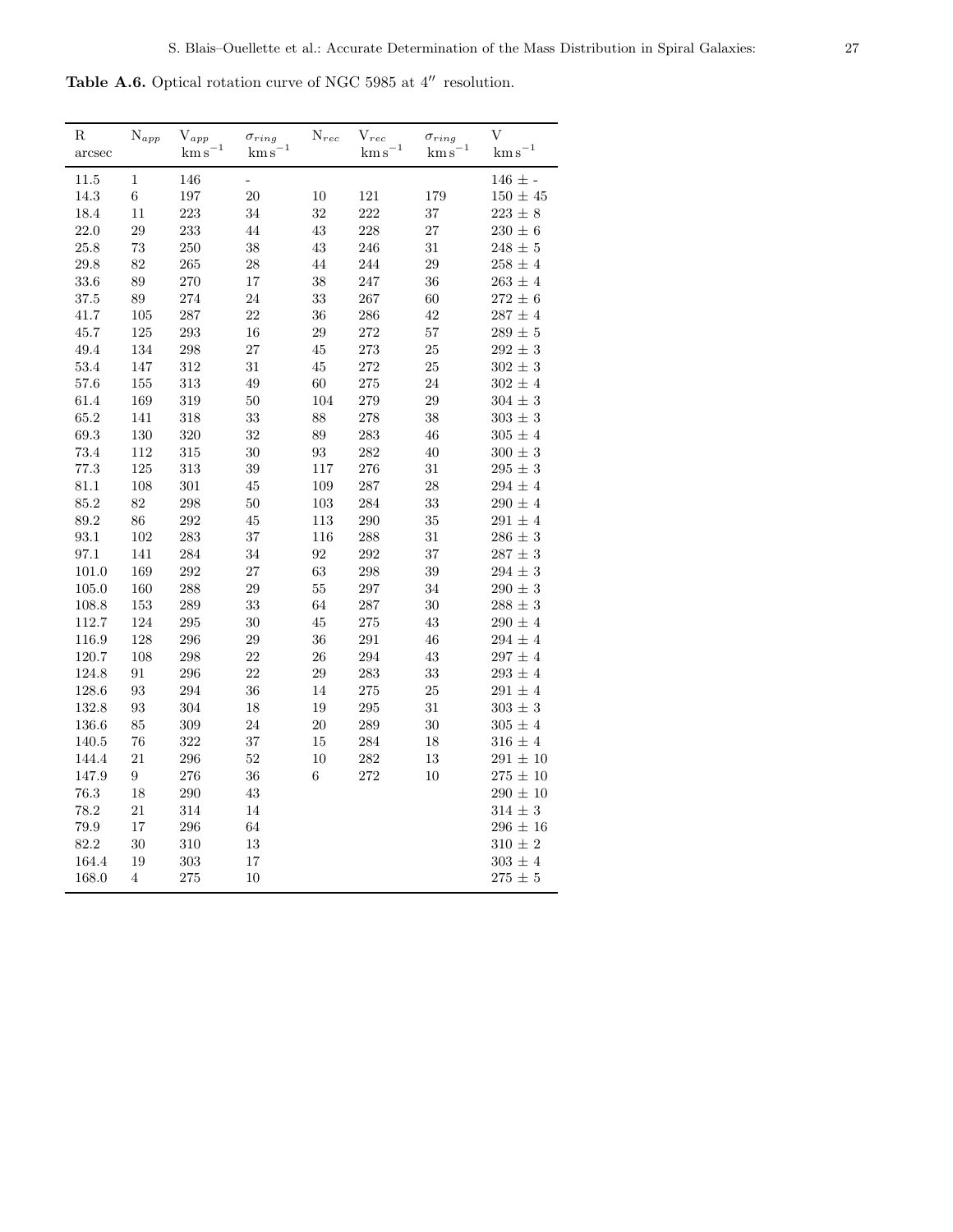**Table A.6.** Optical rotation curve of NGC 5985 at 4″ resolution.

| R arcsec | $N_{app}$ | $V_{app}$ $km\,s^{-1}$ | $\sigma_{ring}$ $km\,s^{-1}$ | $N_{rec}$ | $V_{rec}$ $km\,s^{-1}$ | $\sigma_{ring}$ $km\,s^{-1}$ | V $km\,s^{-1}$ |
|---|---|---|---|---|---|---|---|
| 11.5 | 1 | 146 | - | | | | 146 ± - |
| 14.3 | 6 | 197 | 20 | 10 | 121 | 179 | 150 ± 45 |
| 18.4 | 11 | 223 | 34 | 32 | 222 | 37 | 223 ± 8 |
| 22.0 | 29 | 233 | 44 | 43 | 228 | 27 | 230 ± 6 |
| 25.8 | 73 | 250 | 38 | 43 | 246 | 31 | 248 ± 5 |
| 29.8 | 82 | 265 | 28 | 44 | 244 | 29 | 258 ± 4 |
| 33.6 | 89 | 270 | 17 | 38 | 247 | 36 | 263 ± 4 |
| 37.5 | 89 | 274 | 24 | 33 | 267 | 60 | 272 ± 6 |
| 41.7 | 105 | 287 | 22 | 36 | 286 | 42 | 287 ± 4 |
| 45.7 | 125 | 293 | 16 | 29 | 272 | 57 | 289 ± 5 |
| 49.4 | 134 | 298 | 27 | 45 | 273 | 25 | 292 ± 3 |
| 53.4 | 147 | 312 | 31 | 45 | 272 | 25 | 302 ± 3 |
| 57.6 | 155 | 313 | 49 | 60 | 275 | 24 | 302 ± 4 |
| 61.4 | 169 | 319 | 50 | 104 | 279 | 29 | 304 ± 3 |
| 65.2 | 141 | 318 | 33 | 88 | 278 | 38 | 303 ± 3 |
| 69.3 | 130 | 320 | 32 | 89 | 283 | 46 | 305 ± 4 |
| 73.4 | 112 | 315 | 30 | 93 | 282 | 40 | 300 ± 3 |
| 77.3 | 125 | 313 | 39 | 117 | 276 | 31 | 295 ± 3 |
| 81.1 | 108 | 301 | 45 | 109 | 287 | 28 | 294 ± 4 |
| 85.2 | 82 | 298 | 50 | 103 | 284 | 33 | 290 ± 4 |
| 89.2 | 86 | 292 | 45 | 113 | 290 | 35 | 291 ± 4 |
| 93.1 | 102 | 283 | 37 | 116 | 288 | 31 | 286 ± 3 |
| 97.1 | 141 | 284 | 34 | 92 | 292 | 37 | 287 ± 3 |
| 101.0 | 169 | 292 | 27 | 63 | 298 | 39 | 294 ± 3 |
| 105.0 | 160 | 288 | 29 | 55 | 297 | 34 | 290 ± 3 |
| 108.8 | 153 | 289 | 33 | 64 | 287 | 30 | 288 ± 3 |
| 112.7 | 124 | 295 | 30 | 45 | 275 | 43 | 290 ± 4 |
| 116.9 | 128 | 296 | 29 | 36 | 291 | 46 | 294 ± 4 |
| 120.7 | 108 | 298 | 22 | 26 | 294 | 43 | 297 ± 4 |
| 124.8 | 91 | 296 | 22 | 29 | 283 | 33 | 293 ± 4 |
| 128.6 | 93 | 294 | 36 | 14 | 275 | 25 | 291 ± 4 |
| 132.8 | 93 | 304 | 18 | 19 | 295 | 31 | 303 ± 3 |
| 136.6 | 85 | 309 | 24 | 20 | 289 | 30 | 305 ± 4 |
| 140.5 | 76 | 322 | 37 | 15 | 284 | 18 | 316 ± 4 |
| 144.4 | 21 | 296 | 52 | 10 | 282 | 13 | 291 ± 10 |
| 147.9 | 9 | 276 | 36 | 6 | 272 | 10 | 275 ± 10 |
| 76.3 | 18 | 290 | 43 | | | | 290 ± 10 |
| 78.2 | 21 | 314 | 14 | | | | 314 ± 3 |
| 79.9 | 17 | 296 | 64 | | | | 296 ± 16 |
| 82.2 | 30 | 310 | 13 | | | | 310 ± 2 |
| 164.4 | 19 | 303 | 17 | | | | 303 ± 4 |
| 168.0 | 4 | 275 | 10 | | | | 275 ± 5 |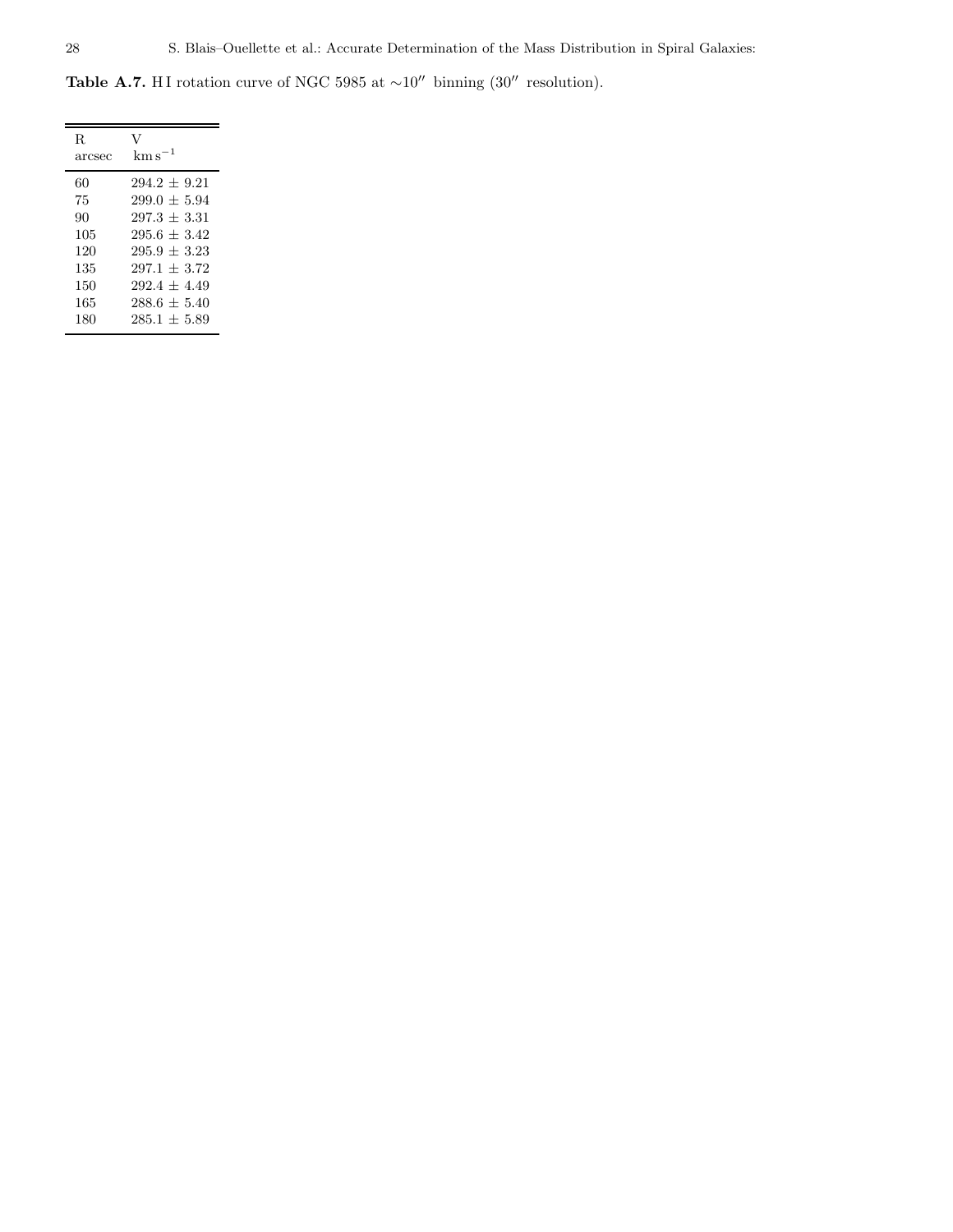**Table A.7.** H I rotation curve of NGC 5985 at $\sim 10''$ binning ($30''$ resolution).

| R arcsec | V $\mathrm{km\,s^{-1}}$ |
|---|---|
| 60 | 294.2 ± 9.21 |
| 75 | 299.0 ± 5.94 |
| 90 | 297.3 ± 3.31 |
| 105 | 295.6 ± 3.42 |
| 120 | 295.9 ± 3.23 |
| 135 | 297.1 ± 3.72 |
| 150 | 292.4 ± 4.49 |
| 165 | 288.6 ± 5.40 |
| 180 | 285.1 ± 5.89 |